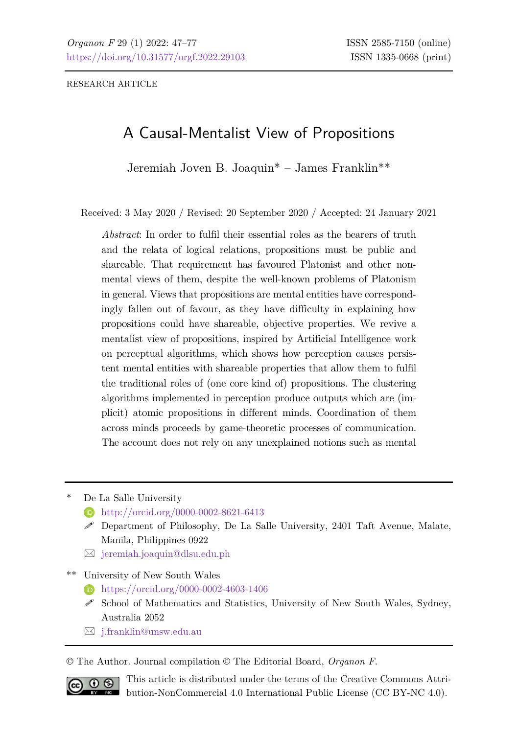RESEARCH ARTICLE

# A Causal-Mentalist View of Propositions

Jeremiah Joven B. Joaquin* – James Franklin**

Received: 3 May 2020 / Revised: 20 September 2020 / Accepted: 24 January 2021

*Abstract*: In order to fulfil their essential roles as the bearers of truth and the relata of logical relations, propositions must be public and shareable. That requirement has favoured Platonist and other non-mental views of them, despite the well-known problems of Platonism in general. Views that propositions are mental entities have correspondingly fallen out of favour, as they have difficulty in explaining how propositions could have shareable, objective properties. We revive a mentalist view of propositions, inspired by Artificial Intelligence work on perceptual algorithms, which shows how perception causes persistent mental entities with shareable properties that allow them to fulfil the traditional roles of (one core kind of) propositions. The clustering algorithms implemented in perception produce outputs which are (implicit) atomic propositions in different minds. Coordination of them across minds proceeds by game-theoretic processes of communication. The account does not rely on any unexplained notions such as mental

---

\* De La Salle University
http://orcid.org/0000-0002-8621-6413
Department of Philosophy, De La Salle University, 2401 Taft Avenue, Malate, Manila, Philippines 0922
jeremiah.joaquin@dlsu.edu.ph

\*\* University of New South Wales
https://orcid.org/0000-0002-4603-1406
School of Mathematics and Statistics, University of New South Wales, Sydney, Australia 2052
j.franklin@unsw.edu.au

© The Author. Journal compilation © The Editorial Board, *Organon F*.

This article is distributed under the terms of the Creative Commons Attribution-NonCommercial 4.0 International Public License (CC BY-NC 4.0).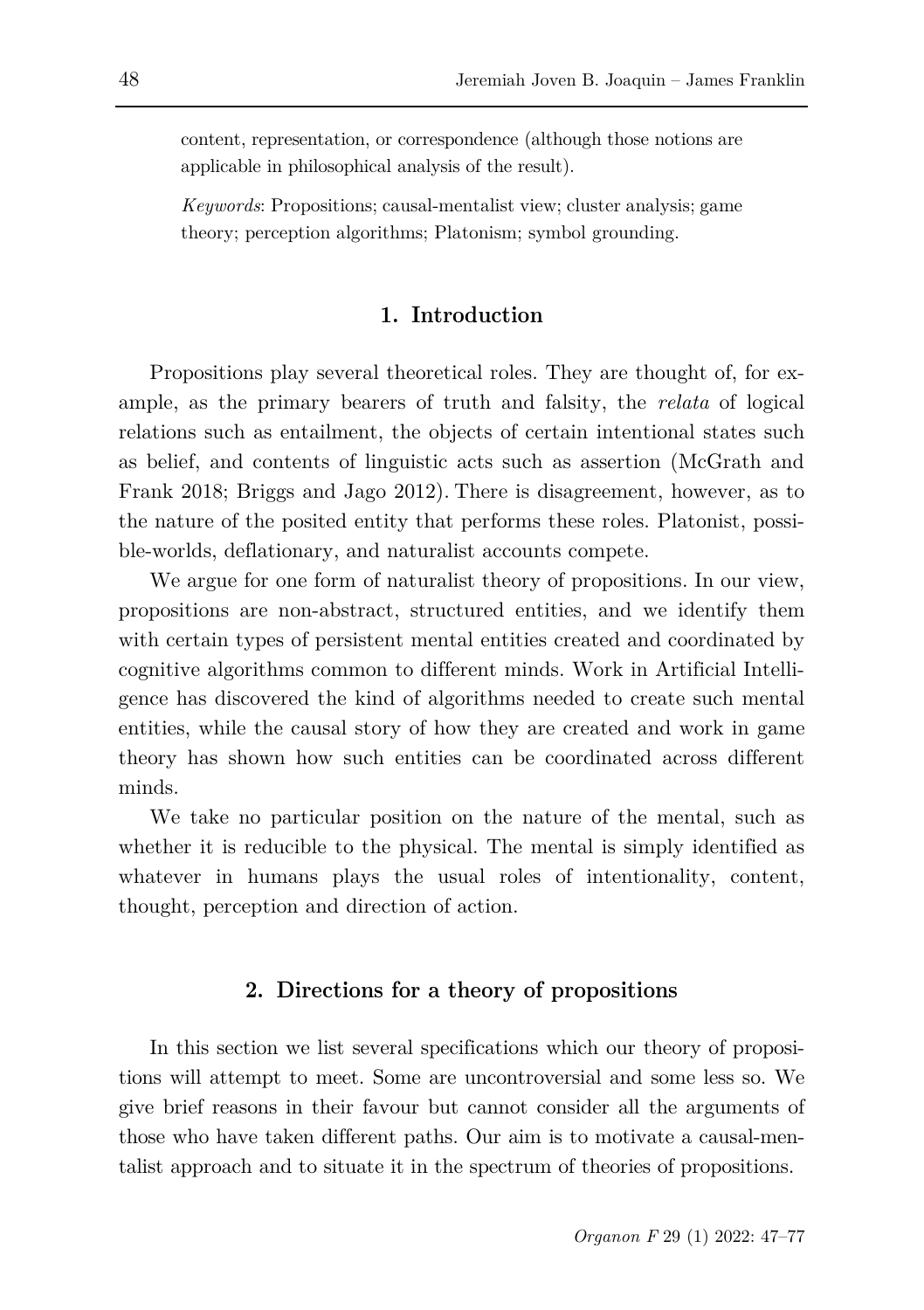content, representation, or correspondence (although those notions are applicable in philosophical analysis of the result).

*Keywords*: Propositions; causal-mentalist view; cluster analysis; game theory; perception algorithms; Platonism; symbol grounding.

## 1. Introduction

Propositions play several theoretical roles. They are thought of, for example, as the primary bearers of truth and falsity, the *relata* of logical relations such as entailment, the objects of certain intentional states such as belief, and contents of linguistic acts such as assertion (McGrath and Frank 2018; Briggs and Jago 2012). There is disagreement, however, as to the nature of the posited entity that performs these roles. Platonist, possible-worlds, deflationary, and naturalist accounts compete.

We argue for one form of naturalist theory of propositions. In our view, propositions are non-abstract, structured entities, and we identify them with certain types of persistent mental entities created and coordinated by cognitive algorithms common to different minds. Work in Artificial Intelligence has discovered the kind of algorithms needed to create such mental entities, while the causal story of how they are created and work in game theory has shown how such entities can be coordinated across different minds.

We take no particular position on the nature of the mental, such as whether it is reducible to the physical. The mental is simply identified as whatever in humans plays the usual roles of intentionality, content, thought, perception and direction of action.

## 2. Directions for a theory of propositions

In this section we list several specifications which our theory of propositions will attempt to meet. Some are uncontroversial and some less so. We give brief reasons in their favour but cannot consider all the arguments of those who have taken different paths. Our aim is to motivate a causal-mentalist approach and to situate it in the spectrum of theories of propositions.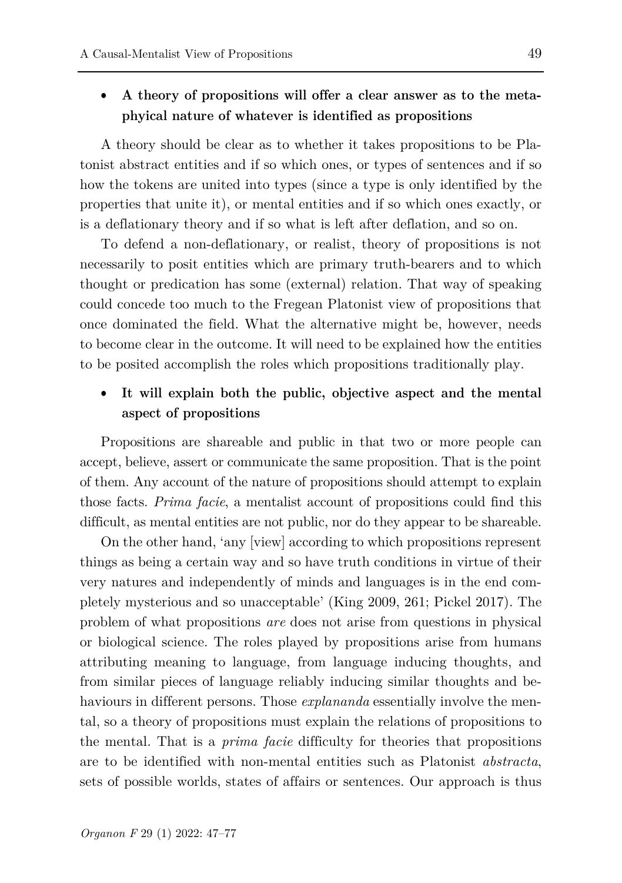- **A theory of propositions will offer a clear answer as to the metaphyical nature of whatever is identified as propositions**

A theory should be clear as to whether it takes propositions to be Platonist abstract entities and if so which ones, or types of sentences and if so how the tokens are united into types (since a type is only identified by the properties that unite it), or mental entities and if so which ones exactly, or is a deflationary theory and if so what is left after deflation, and so on.

To defend a non-deflationary, or realist, theory of propositions is not necessarily to posit entities which are primary truth-bearers and to which thought or predication has some (external) relation. That way of speaking could concede too much to the Fregean Platonist view of propositions that once dominated the field. What the alternative might be, however, needs to become clear in the outcome. It will need to be explained how the entities to be posited accomplish the roles which propositions traditionally play.

- **It will explain both the public, objective aspect and the mental aspect of propositions**

Propositions are shareable and public in that two or more people can accept, believe, assert or communicate the same proposition. That is the point of them. Any account of the nature of propositions should attempt to explain those facts. *Prima facie*, a mentalist account of propositions could find this difficult, as mental entities are not public, nor do they appear to be shareable.

On the other hand, 'any [view] according to which propositions represent things as being a certain way and so have truth conditions in virtue of their very natures and independently of minds and languages is in the end completely mysterious and so unacceptable' (King 2009, 261; Pickel 2017). The problem of what propositions *are* does not arise from questions in physical or biological science. The roles played by propositions arise from humans attributing meaning to language, from language inducing thoughts, and from similar pieces of language reliably inducing similar thoughts and behaviours in different persons. Those *explananda* essentially involve the mental, so a theory of propositions must explain the relations of propositions to the mental. That is a *prima facie* difficulty for theories that propositions are to be identified with non-mental entities such as Platonist *abstracta*, sets of possible worlds, states of affairs or sentences. Our approach is thus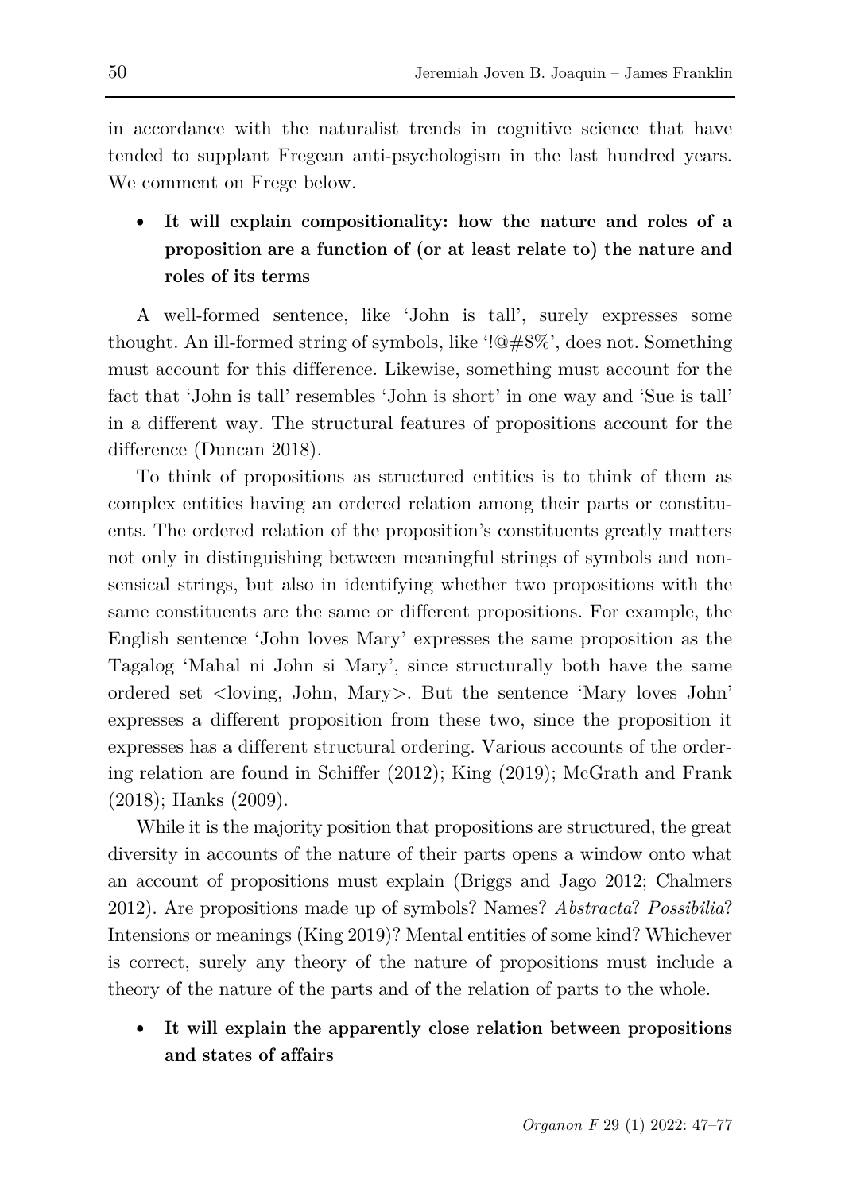in accordance with the naturalist trends in cognitive science that have tended to supplant Fregean anti-psychologism in the last hundred years. We comment on Frege below.

- **It will explain compositionality: how the nature and roles of a proposition are a function of (or at least relate to) the nature and roles of its terms**

A well-formed sentence, like 'John is tall', surely expresses some thought. An ill-formed string of symbols, like '!@#$%', does not. Something must account for this difference. Likewise, something must account for the fact that 'John is tall' resembles 'John is short' in one way and 'Sue is tall' in a different way. The structural features of propositions account for the difference (Duncan 2018).

To think of propositions as structured entities is to think of them as complex entities having an ordered relation among their parts or constituents. The ordered relation of the proposition's constituents greatly matters not only in distinguishing between meaningful strings of symbols and nonsensical strings, but also in identifying whether two propositions with the same constituents are the same or different propositions. For example, the English sentence 'John loves Mary' expresses the same proposition as the Tagalog 'Mahal ni John si Mary', since structurally both have the same ordered set <loving, John, Mary>. But the sentence 'Mary loves John' expresses a different proposition from these two, since the proposition it expresses has a different structural ordering. Various accounts of the ordering relation are found in Schiffer (2012); King (2019); McGrath and Frank (2018); Hanks (2009).

While it is the majority position that propositions are structured, the great diversity in accounts of the nature of their parts opens a window onto what an account of propositions must explain (Briggs and Jago 2012; Chalmers 2012). Are propositions made up of symbols? Names? *Abstracta*? *Possibilia*? Intensions or meanings (King 2019)? Mental entities of some kind? Whichever is correct, surely any theory of the nature of propositions must include a theory of the nature of the parts and of the relation of parts to the whole.

- **It will explain the apparently close relation between propositions and states of affairs**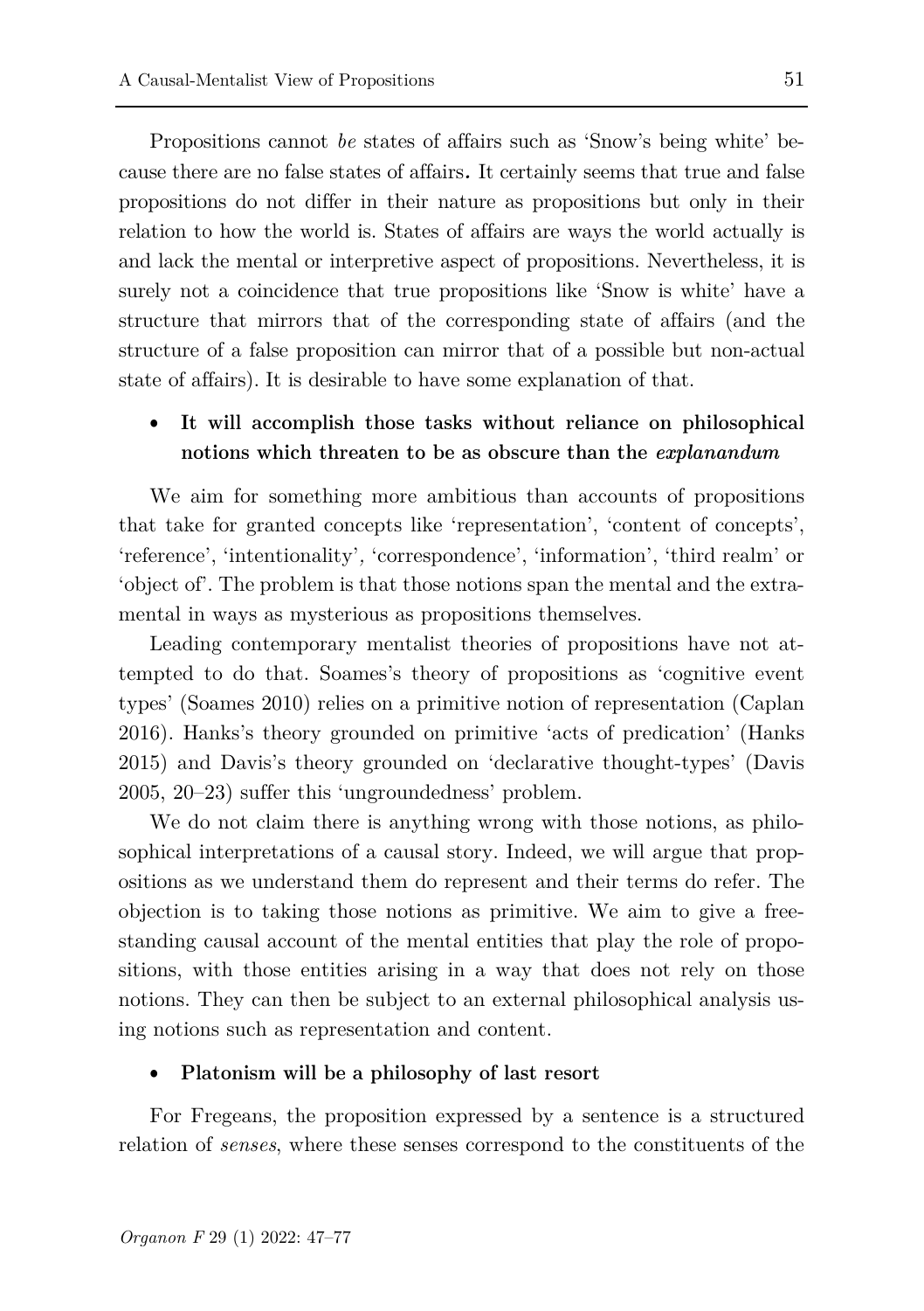Propositions cannot *be* states of affairs such as 'Snow's being white' because there are no false states of affairs**.** It certainly seems that true and false propositions do not differ in their nature as propositions but only in their relation to how the world is. States of affairs are ways the world actually is and lack the mental or interpretive aspect of propositions. Nevertheless, it is surely not a coincidence that true propositions like 'Snow is white' have a structure that mirrors that of the corresponding state of affairs (and the structure of a false proposition can mirror that of a possible but non-actual state of affairs). It is desirable to have some explanation of that.

- **It will accomplish those tasks without reliance on philosophical notions which threaten to be as obscure than the *explanandum***

We aim for something more ambitious than accounts of propositions that take for granted concepts like 'representation', 'content of concepts', 'reference', 'intentionality', 'correspondence', 'information', 'third realm' or 'object of'. The problem is that those notions span the mental and the extra-mental in ways as mysterious as propositions themselves.

Leading contemporary mentalist theories of propositions have not attempted to do that. Soames's theory of propositions as 'cognitive event types' (Soames 2010) relies on a primitive notion of representation (Caplan 2016). Hanks's theory grounded on primitive 'acts of predication' (Hanks 2015) and Davis's theory grounded on 'declarative thought-types' (Davis 2005, 20–23) suffer this 'ungroundedness' problem.

We do not claim there is anything wrong with those notions, as philosophical interpretations of a causal story. Indeed, we will argue that propositions as we understand them do represent and their terms do refer. The objection is to taking those notions as primitive. We aim to give a free-standing causal account of the mental entities that play the role of propositions, with those entities arising in a way that does not rely on those notions. They can then be subject to an external philosophical analysis using notions such as representation and content.

- **Platonism will be a philosophy of last resort**

For Fregeans, the proposition expressed by a sentence is a structured relation of *senses*, where these senses correspond to the constituents of the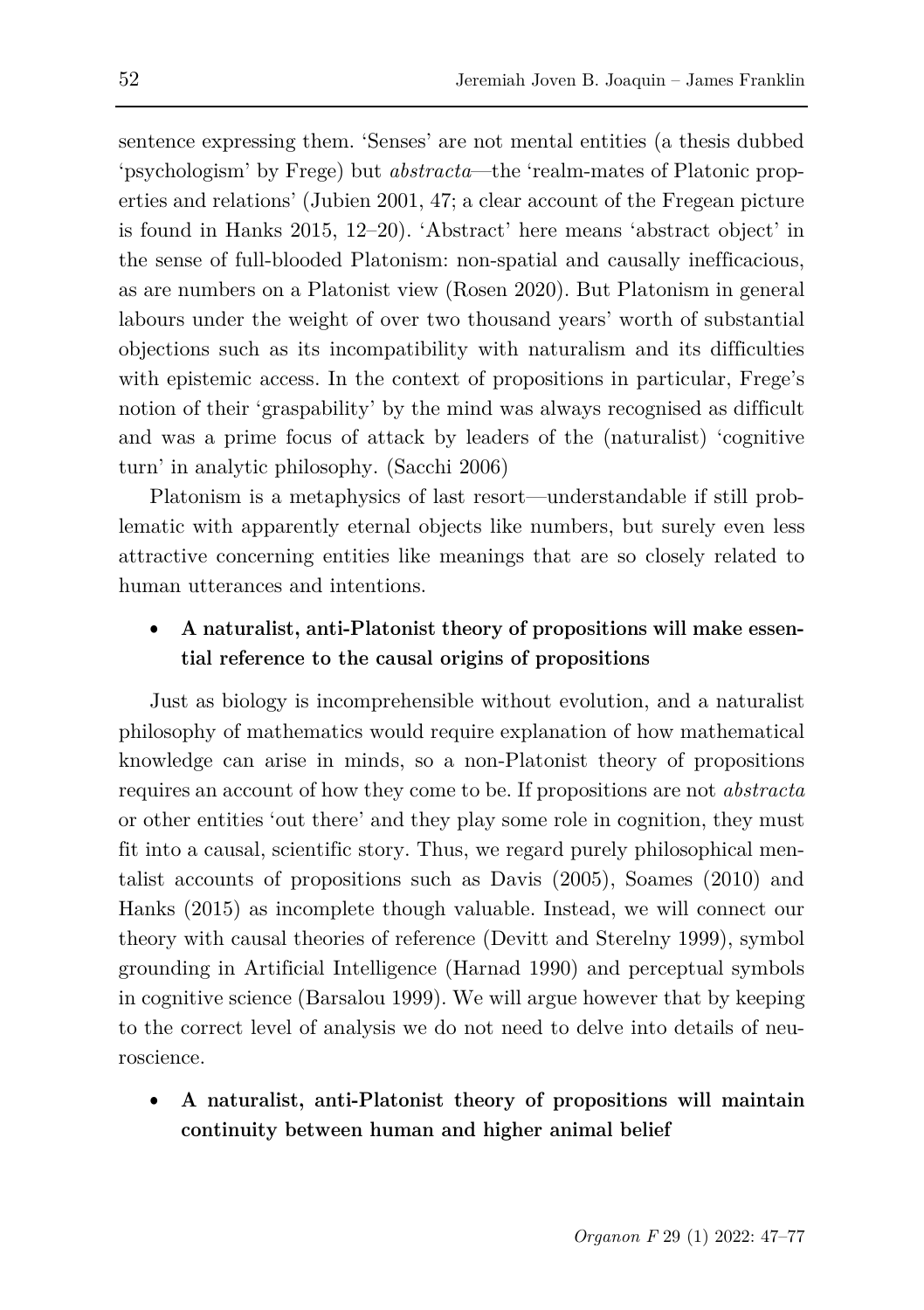sentence expressing them. 'Senses' are not mental entities (a thesis dubbed 'psychologism' by Frege) but *abstracta*—the 'realm-mates of Platonic properties and relations' (Jubien 2001, 47; a clear account of the Fregean picture is found in Hanks 2015, 12–20). 'Abstract' here means 'abstract object' in the sense of full-blooded Platonism: non-spatial and causally inefficacious, as are numbers on a Platonist view (Rosen 2020). But Platonism in general labours under the weight of over two thousand years' worth of substantial objections such as its incompatibility with naturalism and its difficulties with epistemic access. In the context of propositions in particular, Frege's notion of their 'graspability' by the mind was always recognised as difficult and was a prime focus of attack by leaders of the (naturalist) 'cognitive turn' in analytic philosophy. (Sacchi 2006)

Platonism is a metaphysics of last resort—understandable if still problematic with apparently eternal objects like numbers, but surely even less attractive concerning entities like meanings that are so closely related to human utterances and intentions.

- **A naturalist, anti-Platonist theory of propositions will make essential reference to the causal origins of propositions**

Just as biology is incomprehensible without evolution, and a naturalist philosophy of mathematics would require explanation of how mathematical knowledge can arise in minds, so a non-Platonist theory of propositions requires an account of how they come to be. If propositions are not *abstracta* or other entities 'out there' and they play some role in cognition, they must fit into a causal, scientific story. Thus, we regard purely philosophical mentalist accounts of propositions such as Davis (2005), Soames (2010) and Hanks (2015) as incomplete though valuable. Instead, we will connect our theory with causal theories of reference (Devitt and Sterelny 1999), symbol grounding in Artificial Intelligence (Harnad 1990) and perceptual symbols in cognitive science (Barsalou 1999). We will argue however that by keeping to the correct level of analysis we do not need to delve into details of neuroscience.

- **A naturalist, anti-Platonist theory of propositions will maintain continuity between human and higher animal belief**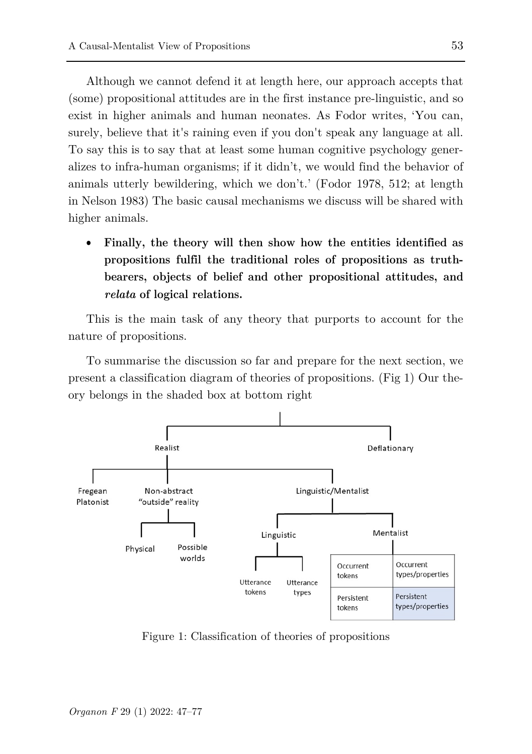Although we cannot defend it at length here, our approach accepts that (some) propositional attitudes are in the first instance pre-linguistic, and so exist in higher animals and human neonates. As Fodor writes, 'You can, surely, believe that it's raining even if you don't speak any language at all. To say this is to say that at least some human cognitive psychology generalizes to infra-human organisms; if it didn't, we would find the behavior of animals utterly bewildering, which we don't.' (Fodor 1978, 512; at length in Nelson 1983) The basic causal mechanisms we discuss will be shared with higher animals.

- **Finally, the theory will then show how the entities identified as propositions fulfil the traditional roles of propositions as truth-bearers, objects of belief and other propositional attitudes, and *relata* of logical relations.**

This is the main task of any theory that purports to account for the nature of propositions.

To summarise the discussion so far and prepare for the next section, we present a classification diagram of theories of propositions. (Fig 1) Our theory belongs in the shaded box at bottom right

- Realist
  - Fregean Platonist
  - Non-abstract "outside" reality
    - Physical
    - Possible worlds
  - Linguistic/Mentalist
    - Linguistic
      - Utterance tokens
      - Utterance types
    - Mentalist

| Occurrent tokens | Occurrent types/properties |
|---|---|
| Persistent tokens | Persistent types/properties |

- Deflationary

Figure 1: Classification of theories of propositions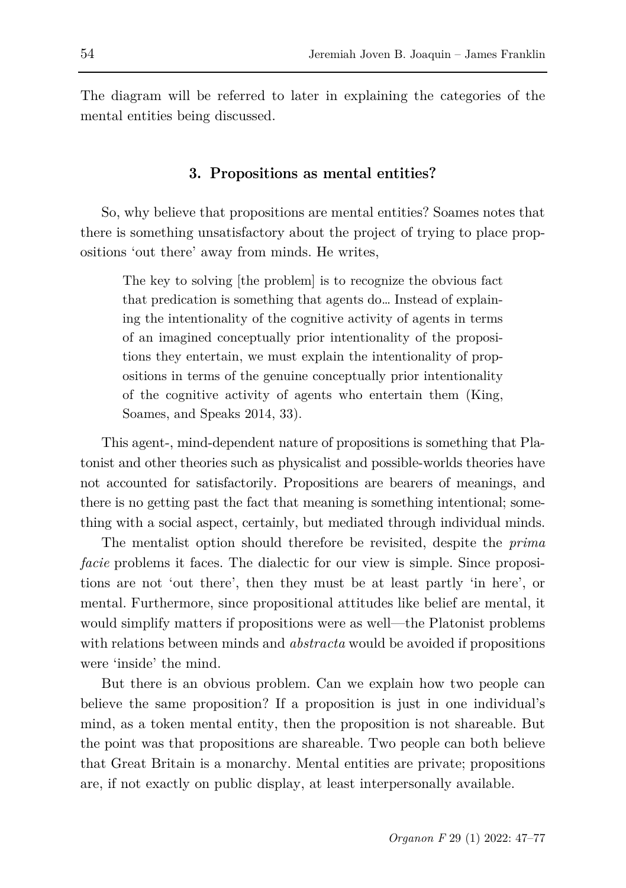The diagram will be referred to later in explaining the categories of the mental entities being discussed.

## 3. Propositions as mental entities?

So, why believe that propositions are mental entities? Soames notes that there is something unsatisfactory about the project of trying to place propositions 'out there' away from minds. He writes,

> The key to solving [the problem] is to recognize the obvious fact that predication is something that agents do… Instead of explaining the intentionality of the cognitive activity of agents in terms of an imagined conceptually prior intentionality of the propositions they entertain, we must explain the intentionality of propositions in terms of the genuine conceptually prior intentionality of the cognitive activity of agents who entertain them (King, Soames, and Speaks 2014, 33).

This agent-, mind-dependent nature of propositions is something that Platonist and other theories such as physicalist and possible-worlds theories have not accounted for satisfactorily. Propositions are bearers of meanings, and there is no getting past the fact that meaning is something intentional; something with a social aspect, certainly, but mediated through individual minds.

The mentalist option should therefore be revisited, despite the *prima facie* problems it faces. The dialectic for our view is simple. Since propositions are not 'out there', then they must be at least partly 'in here', or mental. Furthermore, since propositional attitudes like belief are mental, it would simplify matters if propositions were as well—the Platonist problems with relations between minds and *abstracta* would be avoided if propositions were 'inside' the mind.

But there is an obvious problem. Can we explain how two people can believe the same proposition? If a proposition is just in one individual's mind, as a token mental entity, then the proposition is not shareable. But the point was that propositions are shareable. Two people can both believe that Great Britain is a monarchy. Mental entities are private; propositions are, if not exactly on public display, at least interpersonally available.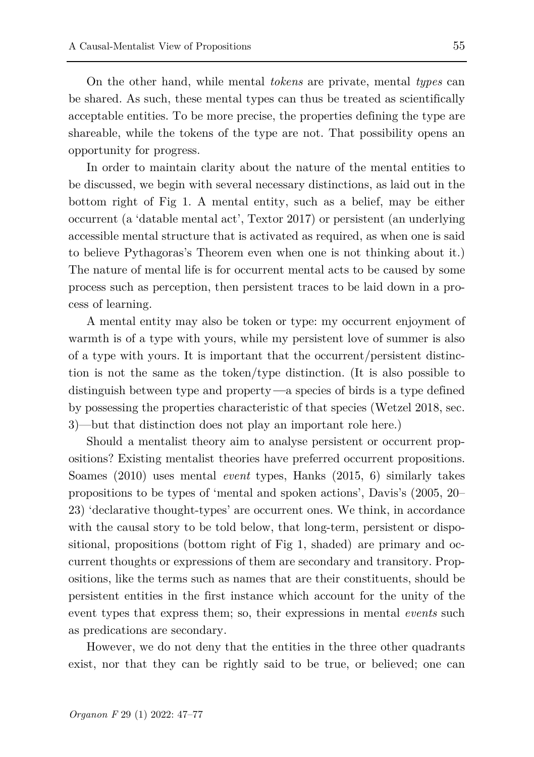On the other hand, while mental *tokens* are private, mental *types* can be shared. As such, these mental types can thus be treated as scientifically acceptable entities. To be more precise, the properties defining the type are shareable, while the tokens of the type are not. That possibility opens an opportunity for progress.

In order to maintain clarity about the nature of the mental entities to be discussed, we begin with several necessary distinctions, as laid out in the bottom right of Fig 1. A mental entity, such as a belief, may be either occurrent (a 'datable mental act', Textor 2017) or persistent (an underlying accessible mental structure that is activated as required, as when one is said to believe Pythagoras's Theorem even when one is not thinking about it.) The nature of mental life is for occurrent mental acts to be caused by some process such as perception, then persistent traces to be laid down in a process of learning.

A mental entity may also be token or type: my occurrent enjoyment of warmth is of a type with yours, while my persistent love of summer is also of a type with yours. It is important that the occurrent/persistent distinction is not the same as the token/type distinction. (It is also possible to distinguish between type and property—a species of birds is a type defined by possessing the properties characteristic of that species (Wetzel 2018, sec. 3)—but that distinction does not play an important role here.)

Should a mentalist theory aim to analyse persistent or occurrent propositions? Existing mentalist theories have preferred occurrent propositions. Soames (2010) uses mental *event* types, Hanks (2015, 6) similarly takes propositions to be types of 'mental and spoken actions', Davis's (2005, 20–23) 'declarative thought-types' are occurrent ones. We think, in accordance with the causal story to be told below, that long-term, persistent or dispositional, propositions (bottom right of Fig 1, shaded) are primary and occurrent thoughts or expressions of them are secondary and transitory. Propositions, like the terms such as names that are their constituents, should be persistent entities in the first instance which account for the unity of the event types that express them; so, their expressions in mental *events* such as predications are secondary.

However, we do not deny that the entities in the three other quadrants exist, nor that they can be rightly said to be true, or believed; one can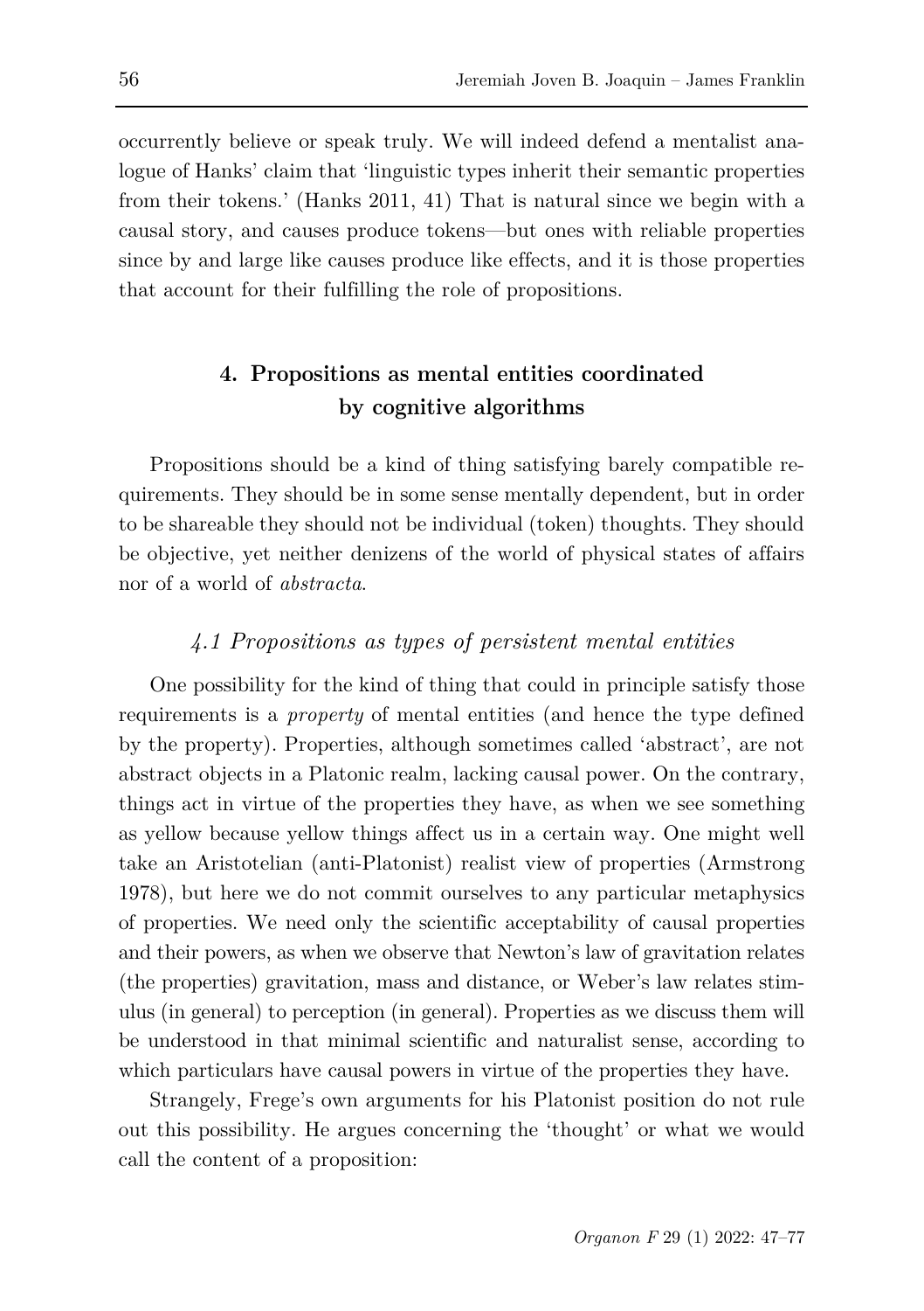occurrently believe or speak truly. We will indeed defend a mentalist analogue of Hanks' claim that 'linguistic types inherit their semantic properties from their tokens.' (Hanks 2011, 41) That is natural since we begin with a causal story, and causes produce tokens—but ones with reliable properties since by and large like causes produce like effects, and it is those properties that account for their fulfilling the role of propositions.

## 4. Propositions as mental entities coordinated by cognitive algorithms

Propositions should be a kind of thing satisfying barely compatible requirements. They should be in some sense mentally dependent, but in order to be shareable they should not be individual (token) thoughts. They should be objective, yet neither denizens of the world of physical states of affairs nor of a world of *abstracta*.

### *4.1 Propositions as types of persistent mental entities*

One possibility for the kind of thing that could in principle satisfy those requirements is a *property* of mental entities (and hence the type defined by the property). Properties, although sometimes called 'abstract', are not abstract objects in a Platonic realm, lacking causal power. On the contrary, things act in virtue of the properties they have, as when we see something as yellow because yellow things affect us in a certain way. One might well take an Aristotelian (anti-Platonist) realist view of properties (Armstrong 1978), but here we do not commit ourselves to any particular metaphysics of properties. We need only the scientific acceptability of causal properties and their powers, as when we observe that Newton's law of gravitation relates (the properties) gravitation, mass and distance, or Weber's law relates stimulus (in general) to perception (in general). Properties as we discuss them will be understood in that minimal scientific and naturalist sense, according to which particulars have causal powers in virtue of the properties they have.

Strangely, Frege's own arguments for his Platonist position do not rule out this possibility. He argues concerning the 'thought' or what we would call the content of a proposition: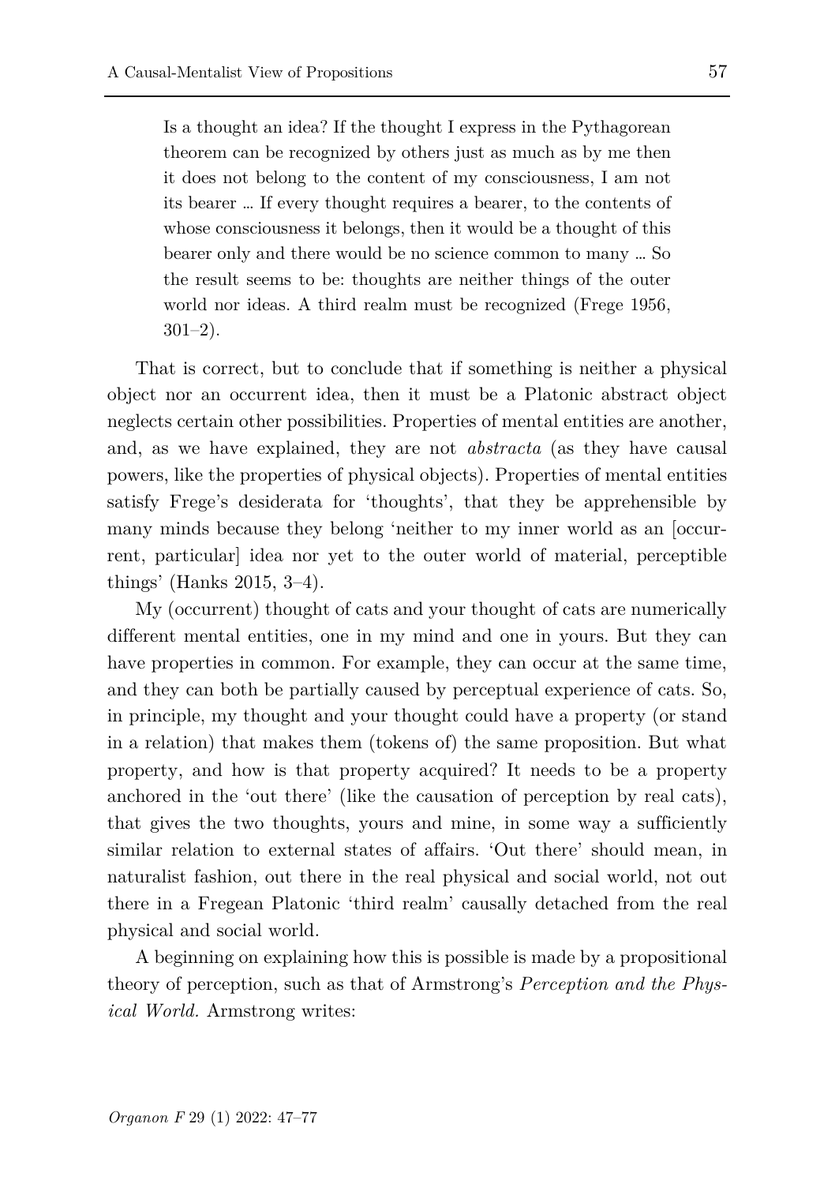> Is a thought an idea? If the thought I express in the Pythagorean theorem can be recognized by others just as much as by me then it does not belong to the content of my consciousness, I am not its bearer … If every thought requires a bearer, to the contents of whose consciousness it belongs, then it would be a thought of this bearer only and there would be no science common to many … So the result seems to be: thoughts are neither things of the outer world nor ideas. A third realm must be recognized (Frege 1956, 301–2).

That is correct, but to conclude that if something is neither a physical object nor an occurrent idea, then it must be a Platonic abstract object neglects certain other possibilities. Properties of mental entities are another, and, as we have explained, they are not *abstracta* (as they have causal powers, like the properties of physical objects). Properties of mental entities satisfy Frege's desiderata for 'thoughts', that they be apprehensible by many minds because they belong 'neither to my inner world as an [occurrent, particular] idea nor yet to the outer world of material, perceptible things' (Hanks 2015, 3–4).

My (occurrent) thought of cats and your thought of cats are numerically different mental entities, one in my mind and one in yours. But they can have properties in common. For example, they can occur at the same time, and they can both be partially caused by perceptual experience of cats. So, in principle, my thought and your thought could have a property (or stand in a relation) that makes them (tokens of) the same proposition. But what property, and how is that property acquired? It needs to be a property anchored in the 'out there' (like the causation of perception by real cats), that gives the two thoughts, yours and mine, in some way a sufficiently similar relation to external states of affairs. 'Out there' should mean, in naturalist fashion, out there in the real physical and social world, not out there in a Fregean Platonic 'third realm' causally detached from the real physical and social world.

A beginning on explaining how this is possible is made by a propositional theory of perception, such as that of Armstrong's *Perception and the Physical World.* Armstrong writes: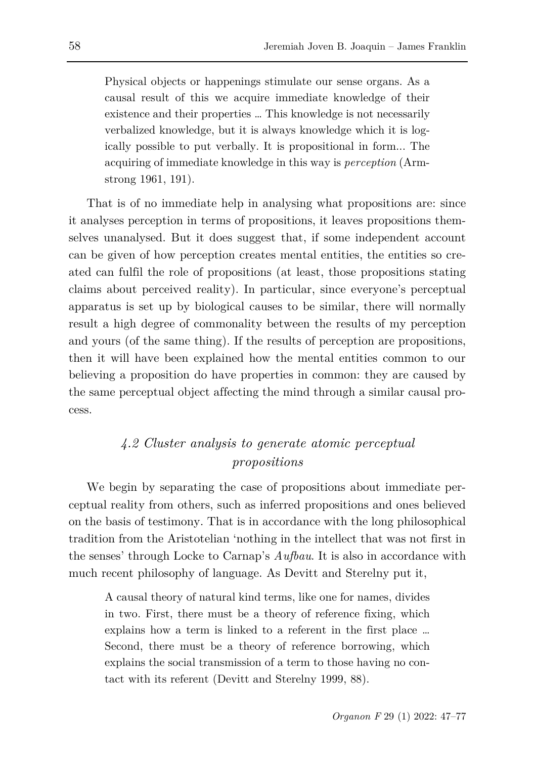> Physical objects or happenings stimulate our sense organs. As a causal result of this we acquire immediate knowledge of their existence and their properties … This knowledge is not necessarily verbalized knowledge, but it is always knowledge which it is logically possible to put verbally. It is propositional in form... The acquiring of immediate knowledge in this way is *perception* (Armstrong 1961, 191).

That is of no immediate help in analysing what propositions are: since it analyses perception in terms of propositions, it leaves propositions themselves unanalysed. But it does suggest that, if some independent account can be given of how perception creates mental entities, the entities so created can fulfil the role of propositions (at least, those propositions stating claims about perceived reality). In particular, since everyone's perceptual apparatus is set up by biological causes to be similar, there will normally result a high degree of commonality between the results of my perception and yours (of the same thing). If the results of perception are propositions, then it will have been explained how the mental entities common to our believing a proposition do have properties in common: they are caused by the same perceptual object affecting the mind through a similar causal process.

### *4.2 Cluster analysis to generate atomic perceptual propositions*

We begin by separating the case of propositions about immediate perceptual reality from others, such as inferred propositions and ones believed on the basis of testimony. That is in accordance with the long philosophical tradition from the Aristotelian 'nothing in the intellect that was not first in the senses' through Locke to Carnap's *Aufbau*. It is also in accordance with much recent philosophy of language. As Devitt and Sterelny put it,

> A causal theory of natural kind terms, like one for names, divides in two. First, there must be a theory of reference fixing, which explains how a term is linked to a referent in the first place … Second, there must be a theory of reference borrowing, which explains the social transmission of a term to those having no contact with its referent (Devitt and Sterelny 1999, 88).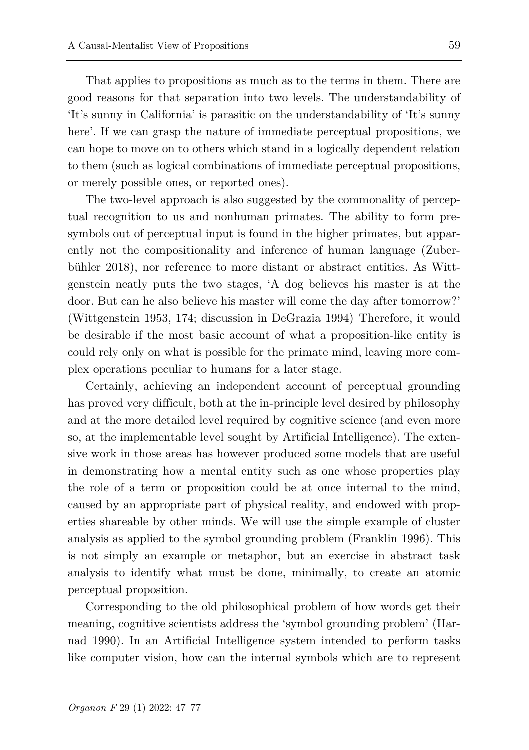That applies to propositions as much as to the terms in them. There are good reasons for that separation into two levels. The understandability of 'It's sunny in California' is parasitic on the understandability of 'It's sunny here'. If we can grasp the nature of immediate perceptual propositions, we can hope to move on to others which stand in a logically dependent relation to them (such as logical combinations of immediate perceptual propositions, or merely possible ones, or reported ones).

The two-level approach is also suggested by the commonality of perceptual recognition to us and nonhuman primates. The ability to form pre-symbols out of perceptual input is found in the higher primates, but apparently not the compositionality and inference of human language (Zuberbühler 2018), nor reference to more distant or abstract entities. As Wittgenstein neatly puts the two stages, 'A dog believes his master is at the door. But can he also believe his master will come the day after tomorrow?' (Wittgenstein 1953, 174; discussion in DeGrazia 1994) Therefore, it would be desirable if the most basic account of what a proposition-like entity is could rely only on what is possible for the primate mind, leaving more complex operations peculiar to humans for a later stage.

Certainly, achieving an independent account of perceptual grounding has proved very difficult, both at the in-principle level desired by philosophy and at the more detailed level required by cognitive science (and even more so, at the implementable level sought by Artificial Intelligence). The extensive work in those areas has however produced some models that are useful in demonstrating how a mental entity such as one whose properties play the role of a term or proposition could be at once internal to the mind, caused by an appropriate part of physical reality, and endowed with properties shareable by other minds. We will use the simple example of cluster analysis as applied to the symbol grounding problem (Franklin 1996). This is not simply an example or metaphor, but an exercise in abstract task analysis to identify what must be done, minimally, to create an atomic perceptual proposition.

Corresponding to the old philosophical problem of how words get their meaning, cognitive scientists address the 'symbol grounding problem' (Harnad 1990). In an Artificial Intelligence system intended to perform tasks like computer vision, how can the internal symbols which are to represent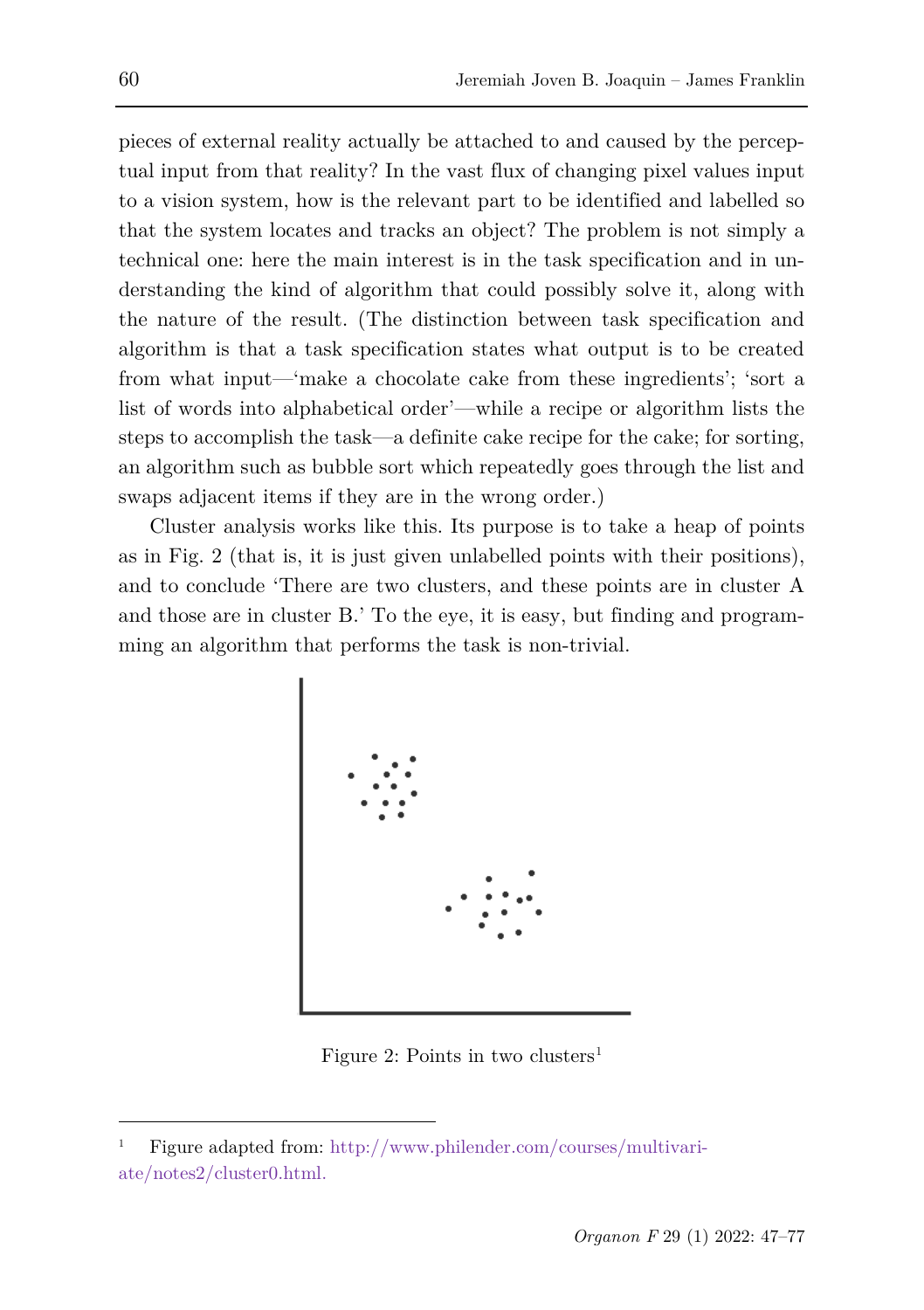pieces of external reality actually be attached to and caused by the perceptual input from that reality? In the vast flux of changing pixel values input to a vision system, how is the relevant part to be identified and labelled so that the system locates and tracks an object? The problem is not simply a technical one: here the main interest is in the task specification and in understanding the kind of algorithm that could possibly solve it, along with the nature of the result. (The distinction between task specification and algorithm is that a task specification states what output is to be created from what input—'make a chocolate cake from these ingredients'; 'sort a list of words into alphabetical order'—while a recipe or algorithm lists the steps to accomplish the task—a definite cake recipe for the cake; for sorting, an algorithm such as bubble sort which repeatedly goes through the list and swaps adjacent items if they are in the wrong order.)

Cluster analysis works like this. Its purpose is to take a heap of points as in Fig. 2 (that is, it is just given unlabelled points with their positions), and to conclude 'There are two clusters, and these points are in cluster A and those are in cluster B.' To the eye, it is easy, but finding and programming an algorithm that performs the task is non-trivial.

Figure 2: Points in two clusters[1]

---

[1] Figure adapted from: http://www.philender.com/courses/multivariate/notes2/cluster0.html.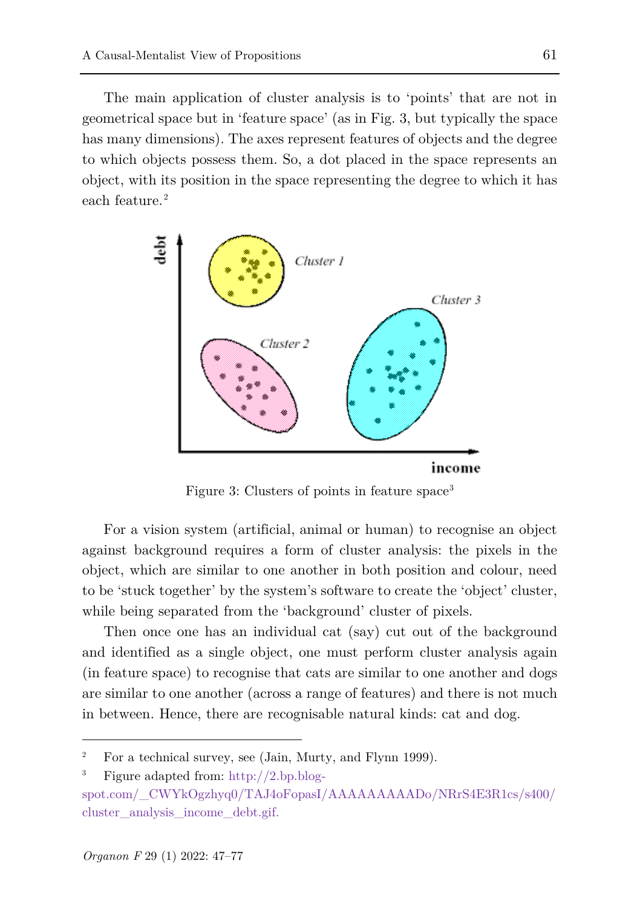The main application of cluster analysis is to 'points' that are not in geometrical space but in 'feature space' (as in Fig. 3, but typically the space has many dimensions). The axes represent features of objects and the degree to which objects possess them. So, a dot placed in the space represents an object, with its position in the space representing the degree to which it has each feature.[2]

Figure 3: Clusters of points in feature space[3]

For a vision system (artificial, animal or human) to recognise an object against background requires a form of cluster analysis: the pixels in the object, which are similar to one another in both position and colour, need to be 'stuck together' by the system's software to create the 'object' cluster, while being separated from the 'background' cluster of pixels.

Then once one has an individual cat (say) cut out of the background and identified as a single object, one must perform cluster analysis again (in feature space) to recognise that cats are similar to one another and dogs are similar to one another (across a range of features) and there is not much in between. Hence, there are recognisable natural kinds: cat and dog.

---

[2] For a technical survey, see (Jain, Murty, and Flynn 1999).

[3] Figure adapted from: http://2.bp.blogspot.com/_CWYkOgzhyq0/TAJ4oFopasI/AAAAAAAAADo/NRrS4E3R1cs/s400/cluster_analysis_income_debt.gif.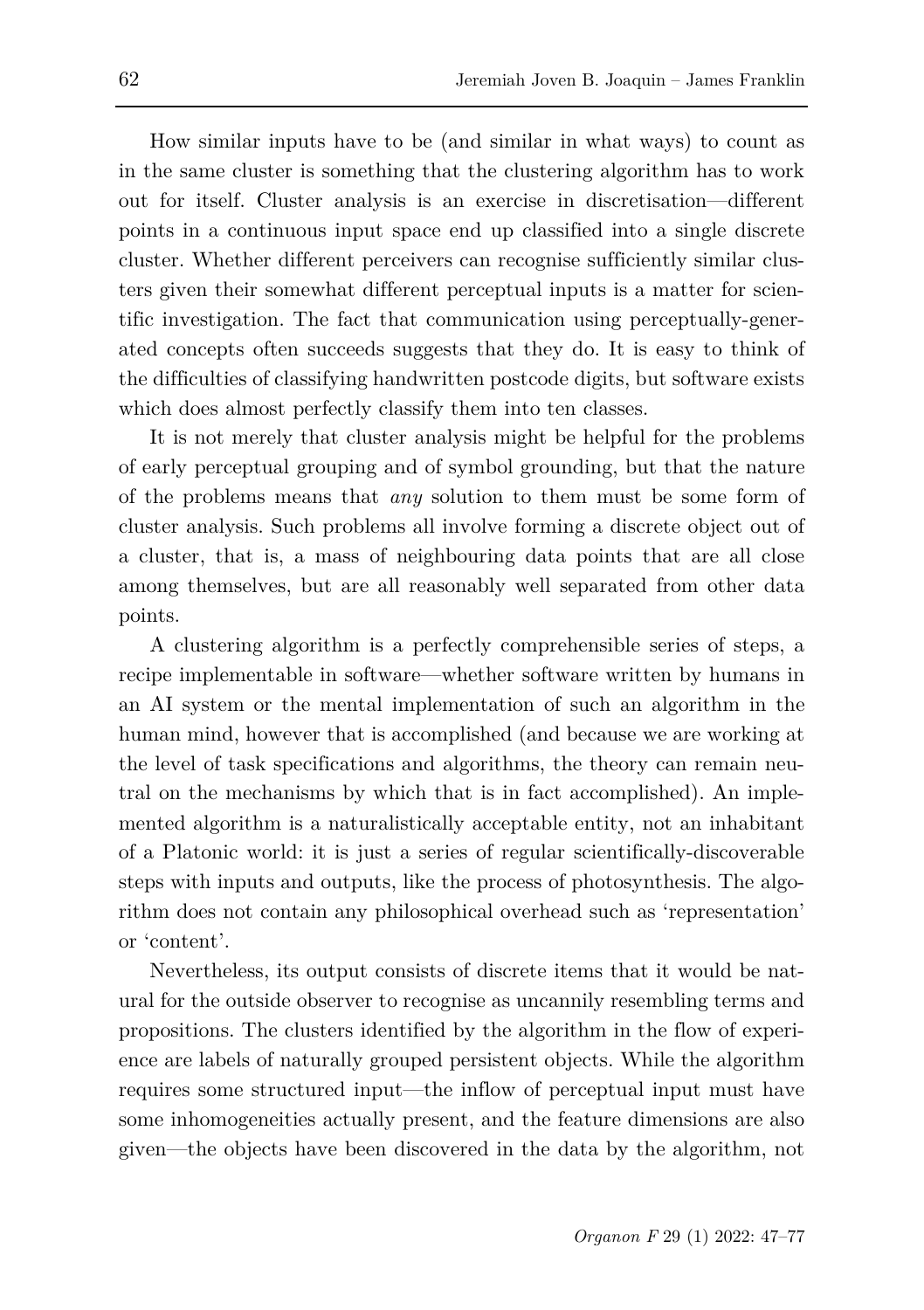How similar inputs have to be (and similar in what ways) to count as in the same cluster is something that the clustering algorithm has to work out for itself. Cluster analysis is an exercise in discretisation—different points in a continuous input space end up classified into a single discrete cluster. Whether different perceivers can recognise sufficiently similar clusters given their somewhat different perceptual inputs is a matter for scientific investigation. The fact that communication using perceptually-generated concepts often succeeds suggests that they do. It is easy to think of the difficulties of classifying handwritten postcode digits, but software exists which does almost perfectly classify them into ten classes.

It is not merely that cluster analysis might be helpful for the problems of early perceptual grouping and of symbol grounding, but that the nature of the problems means that *any* solution to them must be some form of cluster analysis. Such problems all involve forming a discrete object out of a cluster, that is, a mass of neighbouring data points that are all close among themselves, but are all reasonably well separated from other data points.

A clustering algorithm is a perfectly comprehensible series of steps, a recipe implementable in software—whether software written by humans in an AI system or the mental implementation of such an algorithm in the human mind, however that is accomplished (and because we are working at the level of task specifications and algorithms, the theory can remain neutral on the mechanisms by which that is in fact accomplished). An implemented algorithm is a naturalistically acceptable entity, not an inhabitant of a Platonic world: it is just a series of regular scientifically-discoverable steps with inputs and outputs, like the process of photosynthesis. The algorithm does not contain any philosophical overhead such as 'representation' or 'content'.

Nevertheless, its output consists of discrete items that it would be natural for the outside observer to recognise as uncannily resembling terms and propositions. The clusters identified by the algorithm in the flow of experience are labels of naturally grouped persistent objects. While the algorithm requires some structured input—the inflow of perceptual input must have some inhomogeneities actually present, and the feature dimensions are also given—the objects have been discovered in the data by the algorithm, not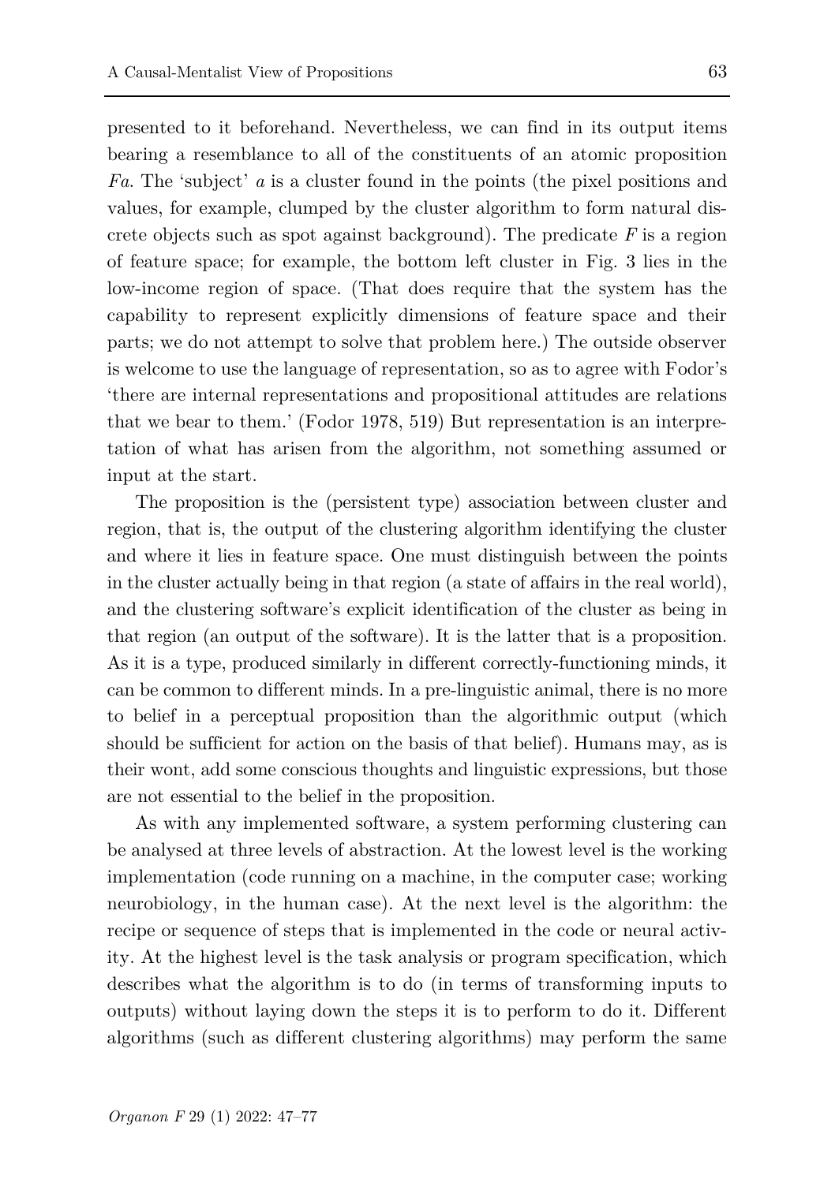presented to it beforehand. Nevertheless, we can find in its output items bearing a resemblance to all of the constituents of an atomic proposition $Fa$. The 'subject' $a$ is a cluster found in the points (the pixel positions and values, for example, clumped by the cluster algorithm to form natural discrete objects such as spot against background). The predicate $F$ is a region of feature space; for example, the bottom left cluster in Fig. 3 lies in the low-income region of space. (That does require that the system has the capability to represent explicitly dimensions of feature space and their parts; we do not attempt to solve that problem here.) The outside observer is welcome to use the language of representation, so as to agree with Fodor's 'there are internal representations and propositional attitudes are relations that we bear to them.' (Fodor 1978, 519) But representation is an interpretation of what has arisen from the algorithm, not something assumed or input at the start.

The proposition is the (persistent type) association between cluster and region, that is, the output of the clustering algorithm identifying the cluster and where it lies in feature space. One must distinguish between the points in the cluster actually being in that region (a state of affairs in the real world), and the clustering software's explicit identification of the cluster as being in that region (an output of the software). It is the latter that is a proposition. As it is a type, produced similarly in different correctly-functioning minds, it can be common to different minds. In a pre-linguistic animal, there is no more to belief in a perceptual proposition than the algorithmic output (which should be sufficient for action on the basis of that belief). Humans may, as is their wont, add some conscious thoughts and linguistic expressions, but those are not essential to the belief in the proposition.

As with any implemented software, a system performing clustering can be analysed at three levels of abstraction. At the lowest level is the working implementation (code running on a machine, in the computer case; working neurobiology, in the human case). At the next level is the algorithm: the recipe or sequence of steps that is implemented in the code or neural activity. At the highest level is the task analysis or program specification, which describes what the algorithm is to do (in terms of transforming inputs to outputs) without laying down the steps it is to perform to do it. Different algorithms (such as different clustering algorithms) may perform the same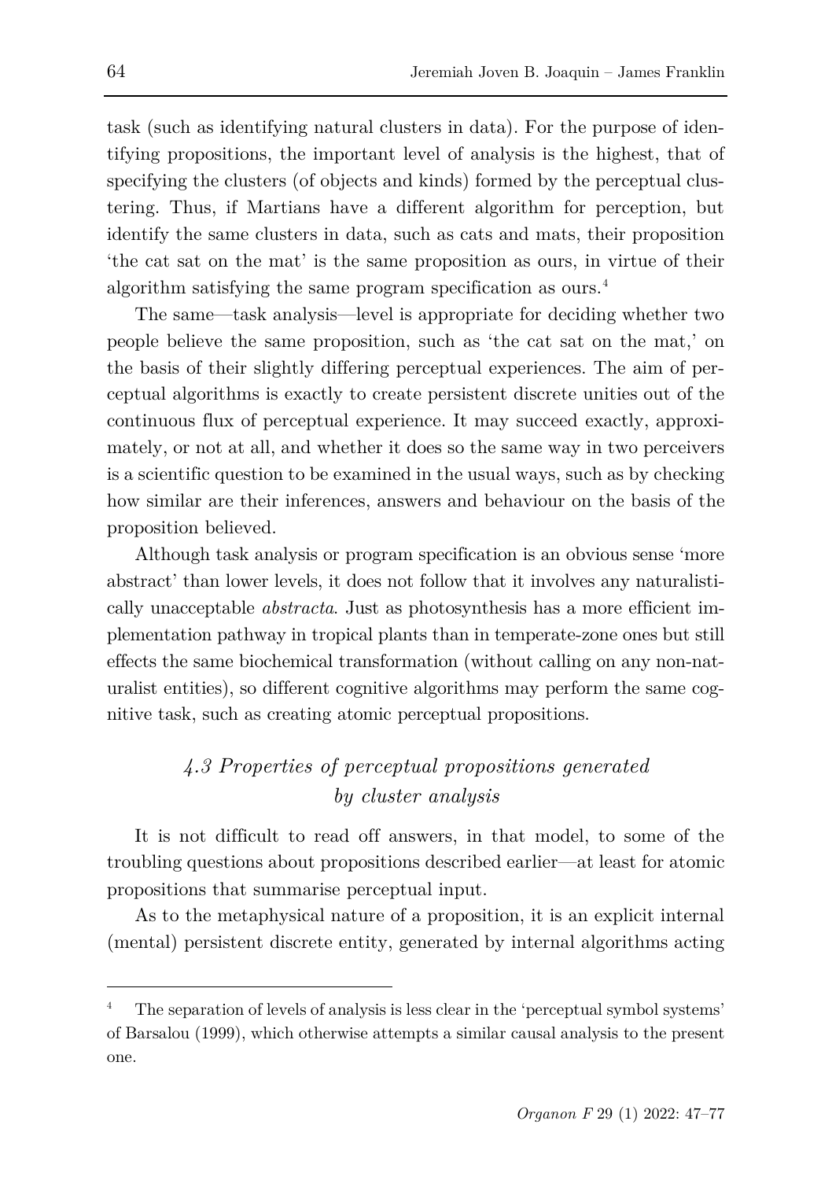task (such as identifying natural clusters in data). For the purpose of identifying propositions, the important level of analysis is the highest, that of specifying the clusters (of objects and kinds) formed by the perceptual clustering. Thus, if Martians have a different algorithm for perception, but identify the same clusters in data, such as cats and mats, their proposition 'the cat sat on the mat' is the same proposition as ours, in virtue of their algorithm satisfying the same program specification as ours.[4]

The same—task analysis—level is appropriate for deciding whether two people believe the same proposition, such as 'the cat sat on the mat,' on the basis of their slightly differing perceptual experiences. The aim of perceptual algorithms is exactly to create persistent discrete unities out of the continuous flux of perceptual experience. It may succeed exactly, approximately, or not at all, and whether it does so the same way in two perceivers is a scientific question to be examined in the usual ways, such as by checking how similar are their inferences, answers and behaviour on the basis of the proposition believed.

Although task analysis or program specification is an obvious sense 'more abstract' than lower levels, it does not follow that it involves any naturalistically unacceptable *abstracta*. Just as photosynthesis has a more efficient implementation pathway in tropical plants than in temperate-zone ones but still effects the same biochemical transformation (without calling on any non-naturalist entities), so different cognitive algorithms may perform the same cognitive task, such as creating atomic perceptual propositions.

### *4.3 Properties of perceptual propositions generated by cluster analysis*

It is not difficult to read off answers, in that model, to some of the troubling questions about propositions described earlier—at least for atomic propositions that summarise perceptual input.

As to the metaphysical nature of a proposition, it is an explicit internal (mental) persistent discrete entity, generated by internal algorithms acting

---

[4] The separation of levels of analysis is less clear in the 'perceptual symbol systems' of Barsalou (1999), which otherwise attempts a similar causal analysis to the present one.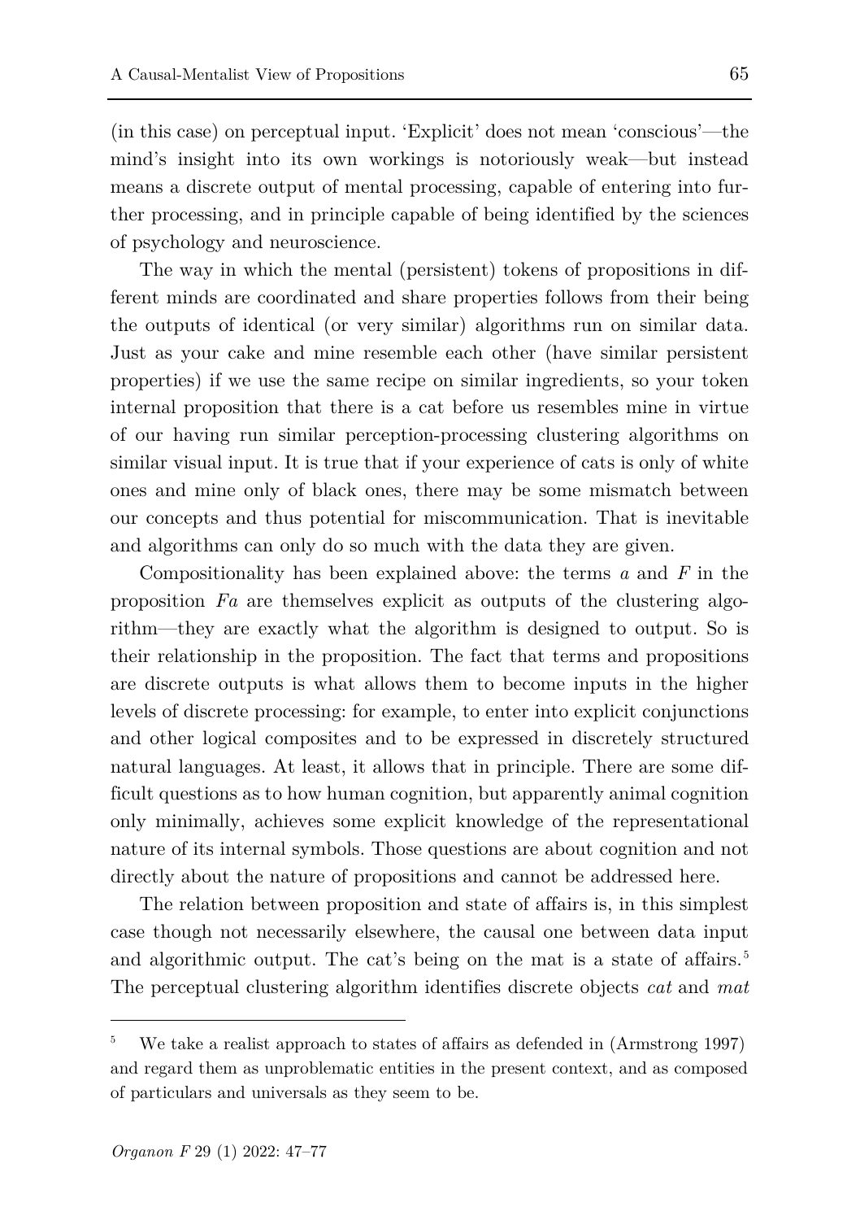(in this case) on perceptual input. 'Explicit' does not mean 'conscious'—the mind's insight into its own workings is notoriously weak—but instead means a discrete output of mental processing, capable of entering into further processing, and in principle capable of being identified by the sciences of psychology and neuroscience.

The way in which the mental (persistent) tokens of propositions in different minds are coordinated and share properties follows from their being the outputs of identical (or very similar) algorithms run on similar data. Just as your cake and mine resemble each other (have similar persistent properties) if we use the same recipe on similar ingredients, so your token internal proposition that there is a cat before us resembles mine in virtue of our having run similar perception-processing clustering algorithms on similar visual input. It is true that if your experience of cats is only of white ones and mine only of black ones, there may be some mismatch between our concepts and thus potential for miscommunication. That is inevitable and algorithms can only do so much with the data they are given.

Compositionality has been explained above: the terms $a$ and $F$ in the proposition $Fa$ are themselves explicit as outputs of the clustering algorithm—they are exactly what the algorithm is designed to output. So is their relationship in the proposition. The fact that terms and propositions are discrete outputs is what allows them to become inputs in the higher levels of discrete processing: for example, to enter into explicit conjunctions and other logical composites and to be expressed in discretely structured natural languages. At least, it allows that in principle. There are some difficult questions as to how human cognition, but apparently animal cognition only minimally, achieves some explicit knowledge of the representational nature of its internal symbols. Those questions are about cognition and not directly about the nature of propositions and cannot be addressed here.

The relation between proposition and state of affairs is, in this simplest case though not necessarily elsewhere, the causal one between data input and algorithmic output. The cat's being on the mat is a state of affairs.[5] The perceptual clustering algorithm identifies discrete objects *cat* and *mat*

---

[5] We take a realist approach to states of affairs as defended in (Armstrong 1997) and regard them as unproblematic entities in the present context, and as composed of particulars and universals as they seem to be.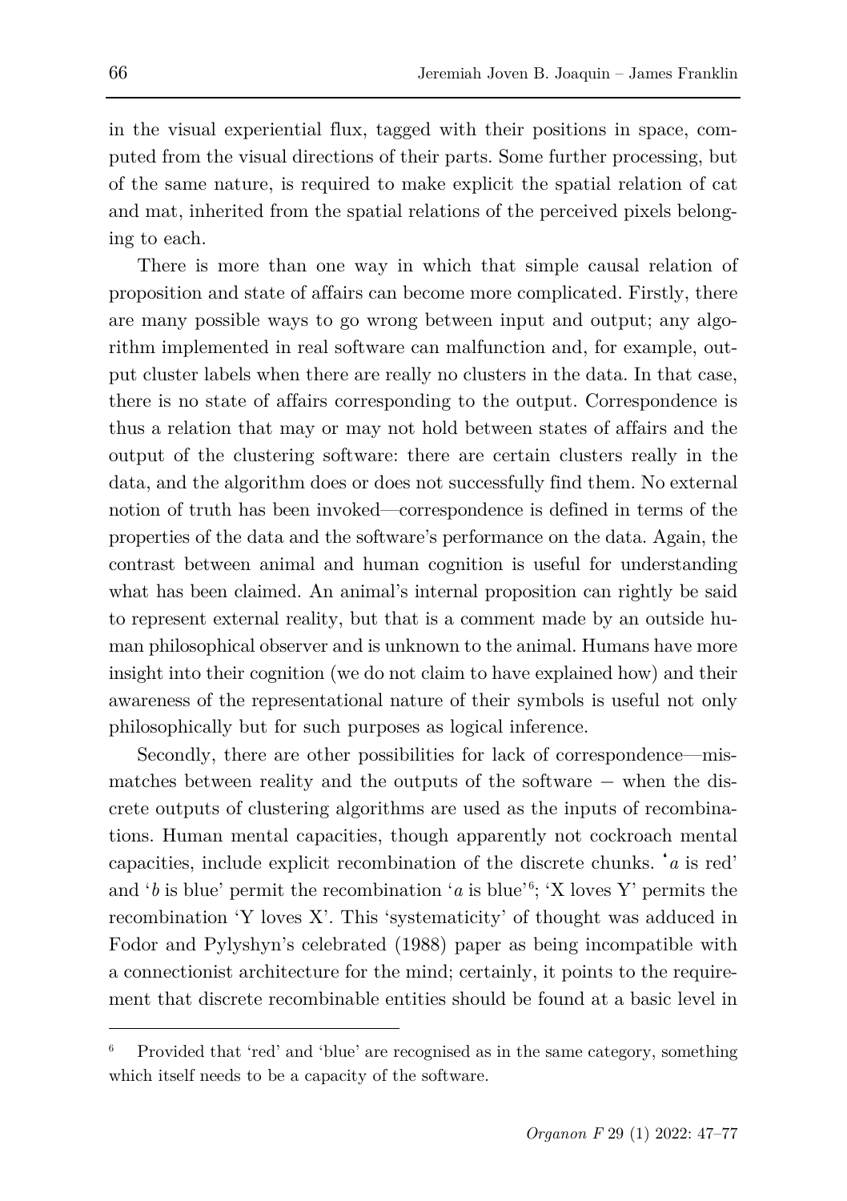in the visual experiential flux, tagged with their positions in space, computed from the visual directions of their parts. Some further processing, but of the same nature, is required to make explicit the spatial relation of cat and mat, inherited from the spatial relations of the perceived pixels belonging to each.

There is more than one way in which that simple causal relation of proposition and state of affairs can become more complicated. Firstly, there are many possible ways to go wrong between input and output; any algorithm implemented in real software can malfunction and, for example, output cluster labels when there are really no clusters in the data. In that case, there is no state of affairs corresponding to the output. Correspondence is thus a relation that may or may not hold between states of affairs and the output of the clustering software: there are certain clusters really in the data, and the algorithm does or does not successfully find them. No external notion of truth has been invoked—correspondence is defined in terms of the properties of the data and the software's performance on the data. Again, the contrast between animal and human cognition is useful for understanding what has been claimed. An animal's internal proposition can rightly be said to represent external reality, but that is a comment made by an outside human philosophical observer and is unknown to the animal. Humans have more insight into their cognition (we do not claim to have explained how) and their awareness of the representational nature of their symbols is useful not only philosophically but for such purposes as logical inference.

Secondly, there are other possibilities for lack of correspondence—mismatches between reality and the outputs of the software − when the discrete outputs of clustering algorithms are used as the inputs of recombinations. Human mental capacities, though apparently not cockroach mental capacities, include explicit recombination of the discrete chunks. '*a* is red' and '*b* is blue' permit the recombination '*a* is blue'[6]; 'X loves Y' permits the recombination 'Y loves X'. This 'systematicity' of thought was adduced in Fodor and Pylyshyn's celebrated (1988) paper as being incompatible with a connectionist architecture for the mind; certainly, it points to the requirement that discrete recombinable entities should be found at a basic level in

---

[6] Provided that 'red' and 'blue' are recognised as in the same category, something which itself needs to be a capacity of the software.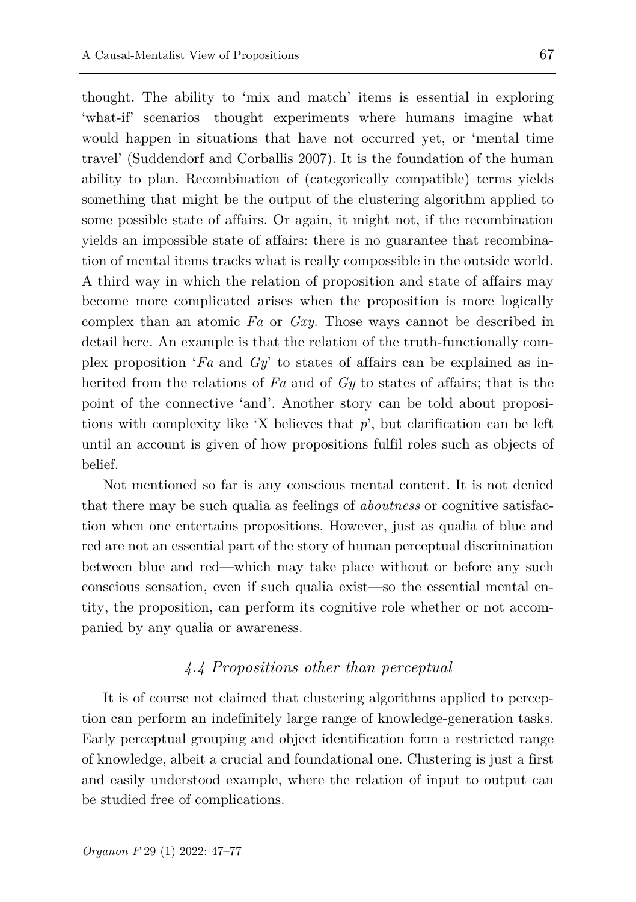thought. The ability to 'mix and match' items is essential in exploring 'what-if' scenarios—thought experiments where humans imagine what would happen in situations that have not occurred yet, or 'mental time travel' (Suddendorf and Corballis 2007). It is the foundation of the human ability to plan. Recombination of (categorically compatible) terms yields something that might be the output of the clustering algorithm applied to some possible state of affairs. Or again, it might not, if the recombination yields an impossible state of affairs: there is no guarantee that recombination of mental items tracks what is really compossible in the outside world. A third way in which the relation of proposition and state of affairs may become more complicated arises when the proposition is more logically complex than an atomic $Fa$ or $Gxy$. Those ways cannot be described in detail here. An example is that the relation of the truth-functionally complex proposition '$Fa$ and $Gy$' to states of affairs can be explained as inherited from the relations of $Fa$ and of $Gy$ to states of affairs; that is the point of the connective 'and'. Another story can be told about propositions with complexity like 'X believes that $p$', but clarification can be left until an account is given of how propositions fulfil roles such as objects of belief.

Not mentioned so far is any conscious mental content. It is not denied that there may be such qualia as feelings of *aboutness* or cognitive satisfaction when one entertains propositions. However, just as qualia of blue and red are not an essential part of the story of human perceptual discrimination between blue and red—which may take place without or before any such conscious sensation, even if such qualia exist—so the essential mental entity, the proposition, can perform its cognitive role whether or not accompanied by any qualia or awareness.

### *4.4 Propositions other than perceptual*

It is of course not claimed that clustering algorithms applied to perception can perform an indefinitely large range of knowledge-generation tasks. Early perceptual grouping and object identification form a restricted range of knowledge, albeit a crucial and foundational one. Clustering is just a first and easily understood example, where the relation of input to output can be studied free of complications.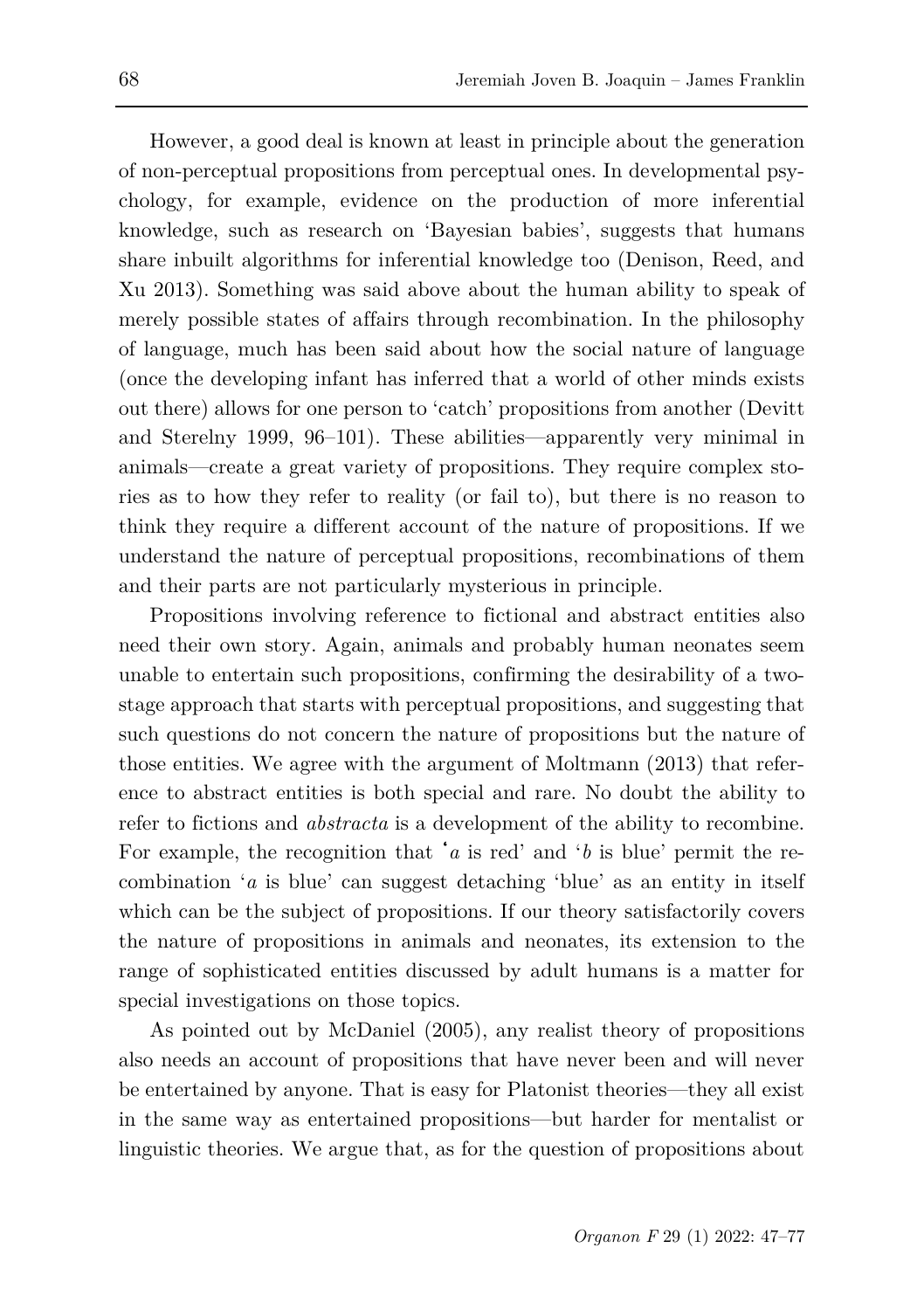However, a good deal is known at least in principle about the generation of non-perceptual propositions from perceptual ones. In developmental psychology, for example, evidence on the production of more inferential knowledge, such as research on 'Bayesian babies', suggests that humans share inbuilt algorithms for inferential knowledge too (Denison, Reed, and Xu 2013). Something was said above about the human ability to speak of merely possible states of affairs through recombination. In the philosophy of language, much has been said about how the social nature of language (once the developing infant has inferred that a world of other minds exists out there) allows for one person to 'catch' propositions from another (Devitt and Sterelny 1999, 96–101). These abilities—apparently very minimal in animals—create a great variety of propositions. They require complex stories as to how they refer to reality (or fail to), but there is no reason to think they require a different account of the nature of propositions. If we understand the nature of perceptual propositions, recombinations of them and their parts are not particularly mysterious in principle.

Propositions involving reference to fictional and abstract entities also need their own story. Again, animals and probably human neonates seem unable to entertain such propositions, confirming the desirability of a two-stage approach that starts with perceptual propositions, and suggesting that such questions do not concern the nature of propositions but the nature of those entities. We agree with the argument of Moltmann (2013) that reference to abstract entities is both special and rare. No doubt the ability to refer to fictions and *abstracta* is a development of the ability to recombine. For example, the recognition that '*a* is red' and '*b* is blue' permit the recombination '*a* is blue' can suggest detaching 'blue' as an entity in itself which can be the subject of propositions. If our theory satisfactorily covers the nature of propositions in animals and neonates, its extension to the range of sophisticated entities discussed by adult humans is a matter for special investigations on those topics.

As pointed out by McDaniel (2005), any realist theory of propositions also needs an account of propositions that have never been and will never be entertained by anyone. That is easy for Platonist theories—they all exist in the same way as entertained propositions—but harder for mentalist or linguistic theories. We argue that, as for the question of propositions about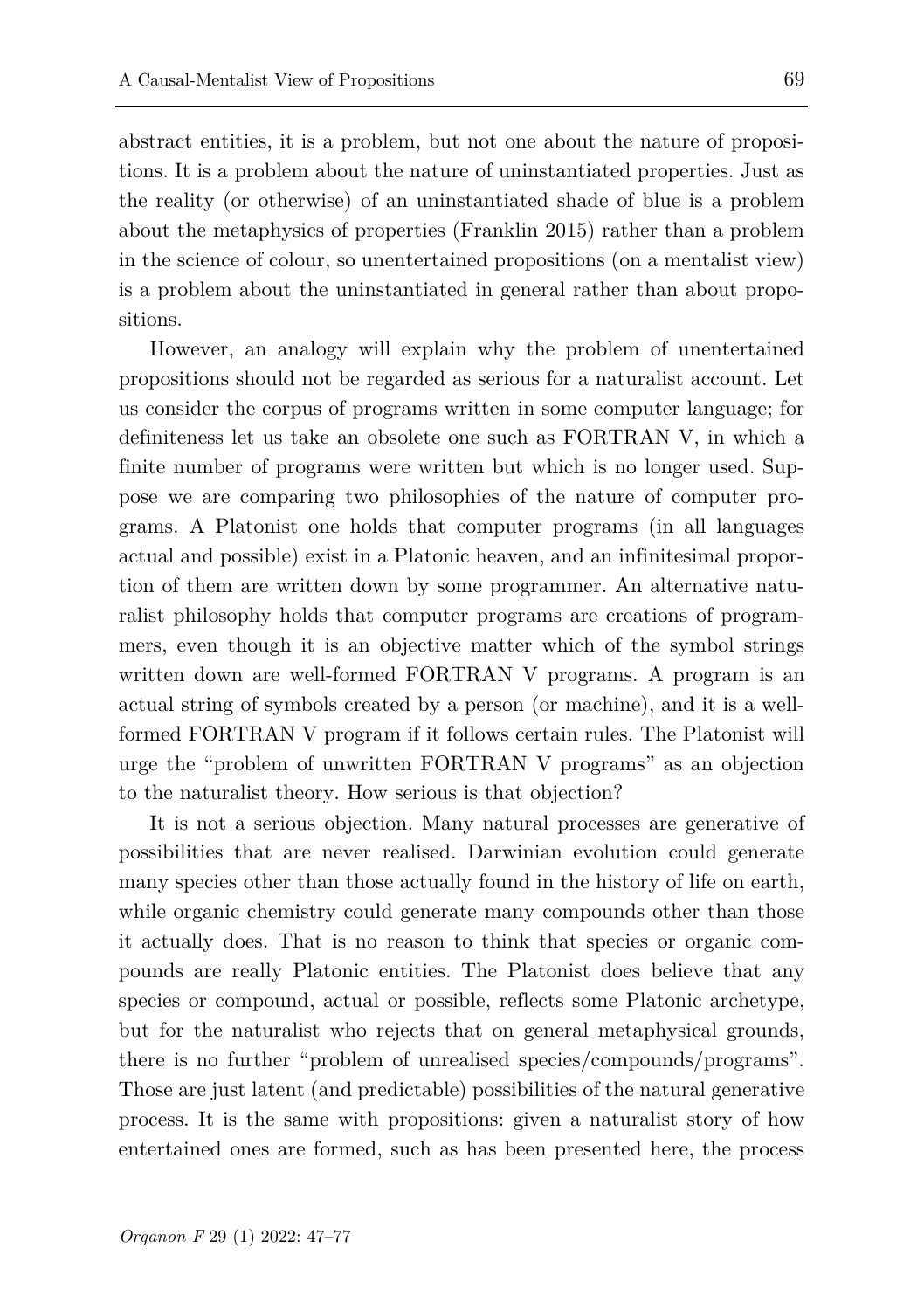abstract entities, it is a problem, but not one about the nature of propositions. It is a problem about the nature of uninstantiated properties. Just as the reality (or otherwise) of an uninstantiated shade of blue is a problem about the metaphysics of properties (Franklin 2015) rather than a problem in the science of colour, so unentertained propositions (on a mentalist view) is a problem about the uninstantiated in general rather than about propositions.

However, an analogy will explain why the problem of unentertained propositions should not be regarded as serious for a naturalist account. Let us consider the corpus of programs written in some computer language; for definiteness let us take an obsolete one such as FORTRAN V, in which a finite number of programs were written but which is no longer used. Suppose we are comparing two philosophies of the nature of computer programs. A Platonist one holds that computer programs (in all languages actual and possible) exist in a Platonic heaven, and an infinitesimal proportion of them are written down by some programmer. An alternative naturalist philosophy holds that computer programs are creations of programmers, even though it is an objective matter which of the symbol strings written down are well-formed FORTRAN V programs. A program is an actual string of symbols created by a person (or machine), and it is a well-formed FORTRAN V program if it follows certain rules. The Platonist will urge the "problem of unwritten FORTRAN V programs" as an objection to the naturalist theory. How serious is that objection?

It is not a serious objection. Many natural processes are generative of possibilities that are never realised. Darwinian evolution could generate many species other than those actually found in the history of life on earth, while organic chemistry could generate many compounds other than those it actually does. That is no reason to think that species or organic compounds are really Platonic entities. The Platonist does believe that any species or compound, actual or possible, reflects some Platonic archetype, but for the naturalist who rejects that on general metaphysical grounds, there is no further "problem of unrealised species/compounds/programs". Those are just latent (and predictable) possibilities of the natural generative process. It is the same with propositions: given a naturalist story of how entertained ones are formed, such as has been presented here, the process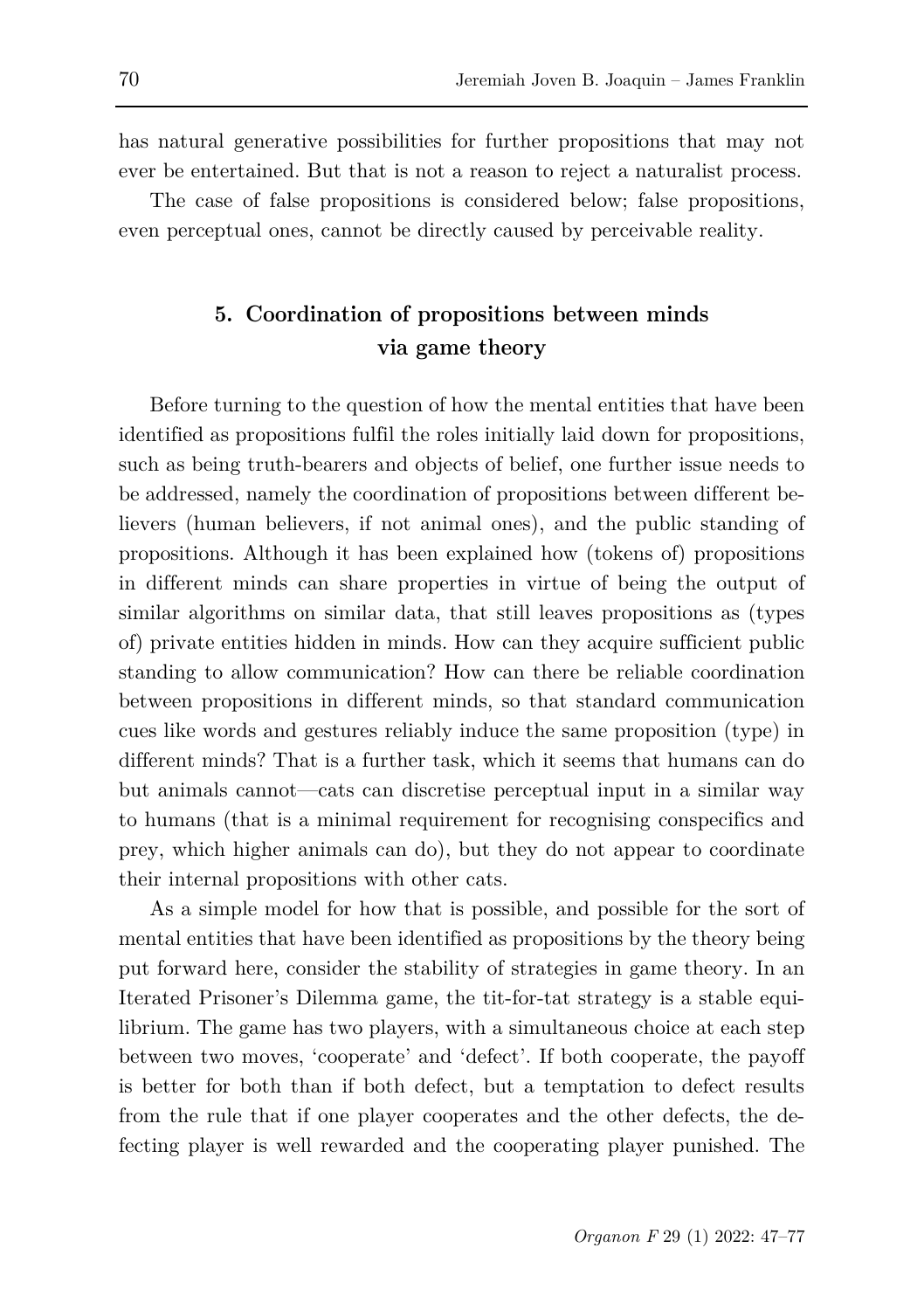has natural generative possibilities for further propositions that may not ever be entertained. But that is not a reason to reject a naturalist process.

The case of false propositions is considered below; false propositions, even perceptual ones, cannot be directly caused by perceivable reality.

## 5. Coordination of propositions between minds via game theory

Before turning to the question of how the mental entities that have been identified as propositions fulfil the roles initially laid down for propositions, such as being truth-bearers and objects of belief, one further issue needs to be addressed, namely the coordination of propositions between different believers (human believers, if not animal ones), and the public standing of propositions. Although it has been explained how (tokens of) propositions in different minds can share properties in virtue of being the output of similar algorithms on similar data, that still leaves propositions as (types of) private entities hidden in minds. How can they acquire sufficient public standing to allow communication? How can there be reliable coordination between propositions in different minds, so that standard communication cues like words and gestures reliably induce the same proposition (type) in different minds? That is a further task, which it seems that humans can do but animals cannot—cats can discretise perceptual input in a similar way to humans (that is a minimal requirement for recognising conspecifics and prey, which higher animals can do), but they do not appear to coordinate their internal propositions with other cats.

As a simple model for how that is possible, and possible for the sort of mental entities that have been identified as propositions by the theory being put forward here, consider the stability of strategies in game theory. In an Iterated Prisoner's Dilemma game, the tit-for-tat strategy is a stable equilibrium. The game has two players, with a simultaneous choice at each step between two moves, 'cooperate' and 'defect'. If both cooperate, the payoff is better for both than if both defect, but a temptation to defect results from the rule that if one player cooperates and the other defects, the defecting player is well rewarded and the cooperating player punished. The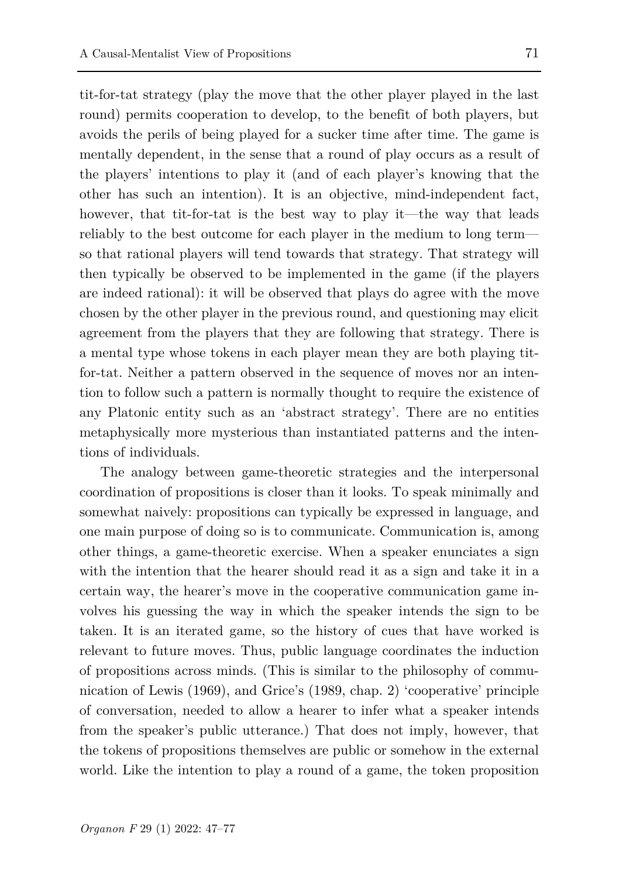tit-for-tat strategy (play the move that the other player played in the last round) permits cooperation to develop, to the benefit of both players, but avoids the perils of being played for a sucker time after time. The game is mentally dependent, in the sense that a round of play occurs as a result of the players' intentions to play it (and of each player's knowing that the other has such an intention). It is an objective, mind-independent fact, however, that tit-for-tat is the best way to play it—the way that leads reliably to the best outcome for each player in the medium to long term—so that rational players will tend towards that strategy. That strategy will then typically be observed to be implemented in the game (if the players are indeed rational): it will be observed that plays do agree with the move chosen by the other player in the previous round, and questioning may elicit agreement from the players that they are following that strategy. There is a mental type whose tokens in each player mean they are both playing tit-for-tat. Neither a pattern observed in the sequence of moves nor an intention to follow such a pattern is normally thought to require the existence of any Platonic entity such as an 'abstract strategy'. There are no entities metaphysically more mysterious than instantiated patterns and the intentions of individuals.

The analogy between game-theoretic strategies and the interpersonal coordination of propositions is closer than it looks. To speak minimally and somewhat naively: propositions can typically be expressed in language, and one main purpose of doing so is to communicate. Communication is, among other things, a game-theoretic exercise. When a speaker enunciates a sign with the intention that the hearer should read it as a sign and take it in a certain way, the hearer's move in the cooperative communication game involves his guessing the way in which the speaker intends the sign to be taken. It is an iterated game, so the history of cues that have worked is relevant to future moves. Thus, public language coordinates the induction of propositions across minds. (This is similar to the philosophy of communication of Lewis (1969), and Grice's (1989, chap. 2) 'cooperative' principle of conversation, needed to allow a hearer to infer what a speaker intends from the speaker's public utterance.) That does not imply, however, that the tokens of propositions themselves are public or somehow in the external world. Like the intention to play a round of a game, the token proposition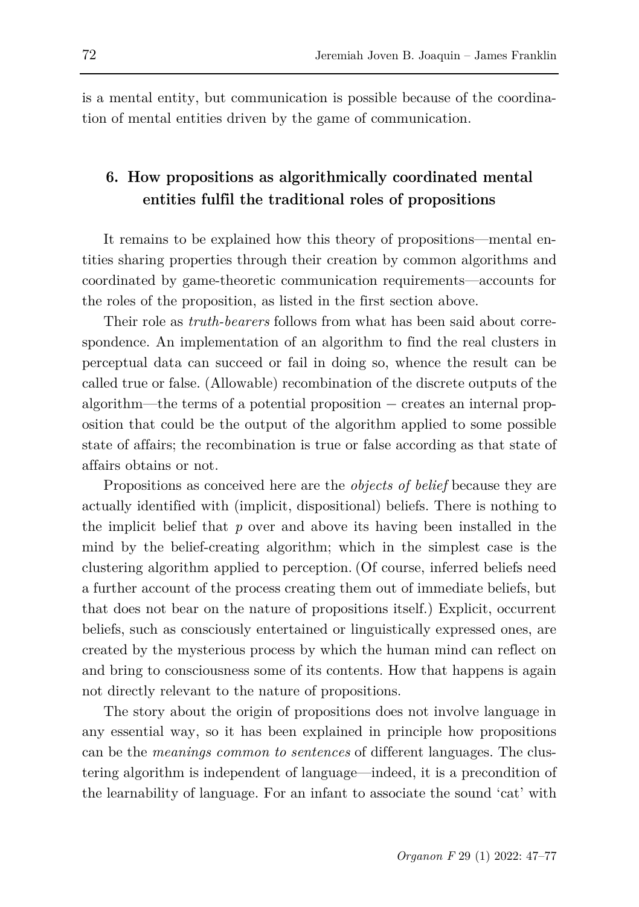is a mental entity, but communication is possible because of the coordination of mental entities driven by the game of communication.

## 6. How propositions as algorithmically coordinated mental entities fulfil the traditional roles of propositions

It remains to be explained how this theory of propositions—mental entities sharing properties through their creation by common algorithms and coordinated by game-theoretic communication requirements—accounts for the roles of the proposition, as listed in the first section above.

Their role as *truth-bearers* follows from what has been said about correspondence. An implementation of an algorithm to find the real clusters in perceptual data can succeed or fail in doing so, whence the result can be called true or false. (Allowable) recombination of the discrete outputs of the algorithm—the terms of a potential proposition − creates an internal proposition that could be the output of the algorithm applied to some possible state of affairs; the recombination is true or false according as that state of affairs obtains or not.

Propositions as conceived here are the *objects of belief* because they are actually identified with (implicit, dispositional) beliefs. There is nothing to the implicit belief that *p* over and above its having been installed in the mind by the belief-creating algorithm; which in the simplest case is the clustering algorithm applied to perception. (Of course, inferred beliefs need a further account of the process creating them out of immediate beliefs, but that does not bear on the nature of propositions itself.) Explicit, occurrent beliefs, such as consciously entertained or linguistically expressed ones, are created by the mysterious process by which the human mind can reflect on and bring to consciousness some of its contents. How that happens is again not directly relevant to the nature of propositions.

The story about the origin of propositions does not involve language in any essential way, so it has been explained in principle how propositions can be the *meanings common to sentences* of different languages. The clustering algorithm is independent of language—indeed, it is a precondition of the learnability of language. For an infant to associate the sound 'cat' with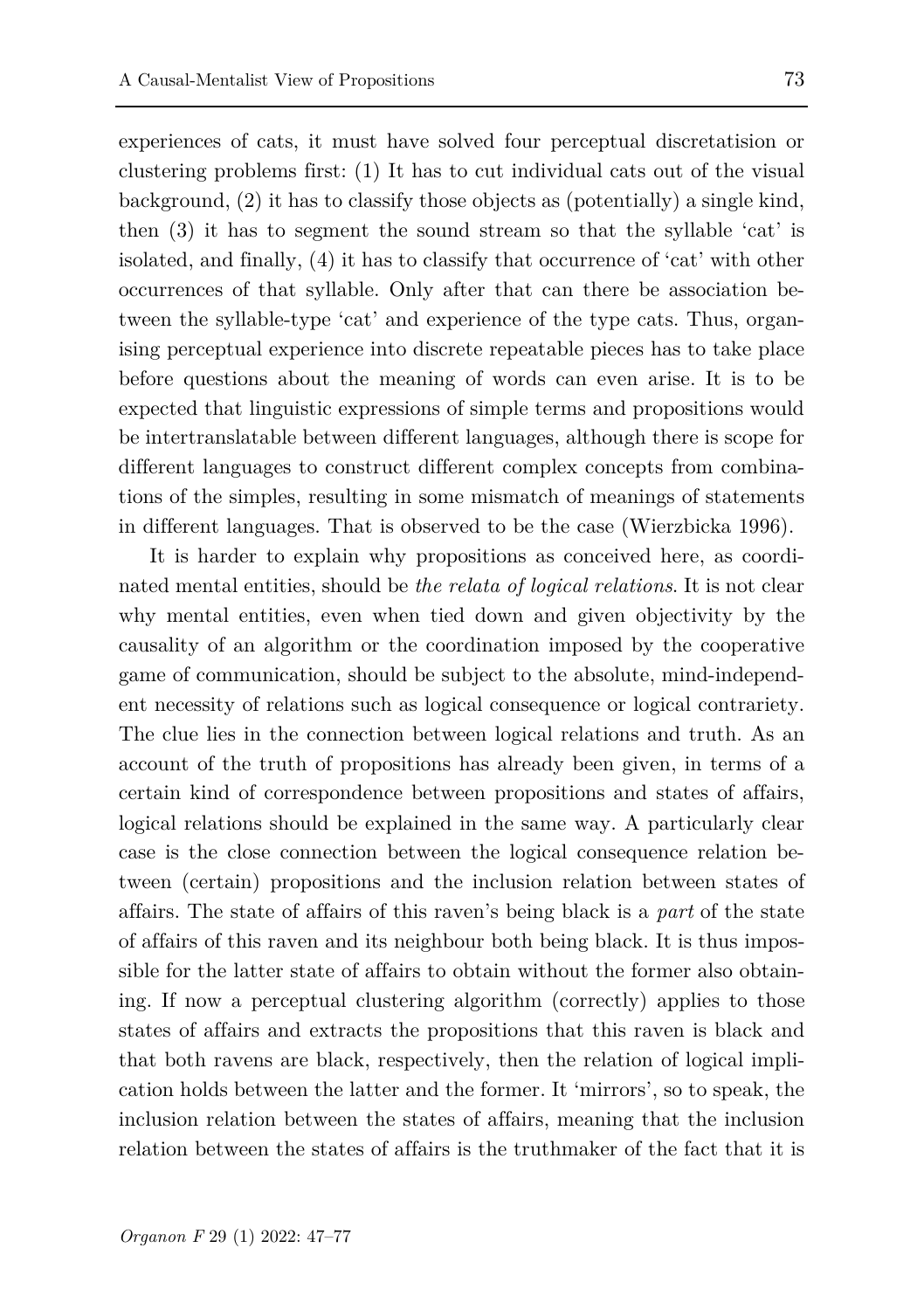experiences of cats, it must have solved four perceptual discretatision or clustering problems first: (1) It has to cut individual cats out of the visual background, (2) it has to classify those objects as (potentially) a single kind, then (3) it has to segment the sound stream so that the syllable 'cat' is isolated, and finally, (4) it has to classify that occurrence of 'cat' with other occurrences of that syllable. Only after that can there be association between the syllable-type 'cat' and experience of the type cats. Thus, organising perceptual experience into discrete repeatable pieces has to take place before questions about the meaning of words can even arise. It is to be expected that linguistic expressions of simple terms and propositions would be intertranslatable between different languages, although there is scope for different languages to construct different complex concepts from combinations of the simples, resulting in some mismatch of meanings of statements in different languages. That is observed to be the case (Wierzbicka 1996).

It is harder to explain why propositions as conceived here, as coordinated mental entities, should be *the relata of logical relations*. It is not clear why mental entities, even when tied down and given objectivity by the causality of an algorithm or the coordination imposed by the cooperative game of communication, should be subject to the absolute, mind-independent necessity of relations such as logical consequence or logical contrariety. The clue lies in the connection between logical relations and truth. As an account of the truth of propositions has already been given, in terms of a certain kind of correspondence between propositions and states of affairs, logical relations should be explained in the same way. A particularly clear case is the close connection between the logical consequence relation between (certain) propositions and the inclusion relation between states of affairs. The state of affairs of this raven's being black is a *part* of the state of affairs of this raven and its neighbour both being black. It is thus impossible for the latter state of affairs to obtain without the former also obtaining. If now a perceptual clustering algorithm (correctly) applies to those states of affairs and extracts the propositions that this raven is black and that both ravens are black, respectively, then the relation of logical implication holds between the latter and the former. It 'mirrors', so to speak, the inclusion relation between the states of affairs, meaning that the inclusion relation between the states of affairs is the truthmaker of the fact that it is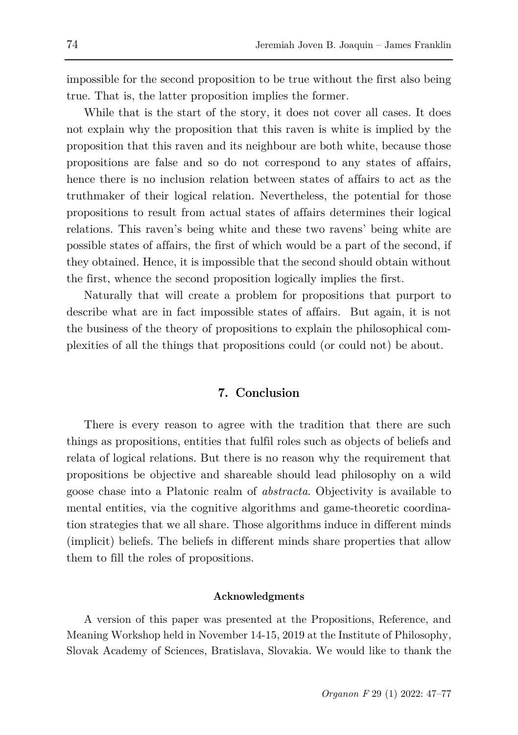impossible for the second proposition to be true without the first also being true. That is, the latter proposition implies the former.

While that is the start of the story, it does not cover all cases. It does not explain why the proposition that this raven is white is implied by the proposition that this raven and its neighbour are both white, because those propositions are false and so do not correspond to any states of affairs, hence there is no inclusion relation between states of affairs to act as the truthmaker of their logical relation. Nevertheless, the potential for those propositions to result from actual states of affairs determines their logical relations. This raven's being white and these two ravens' being white are possible states of affairs, the first of which would be a part of the second, if they obtained. Hence, it is impossible that the second should obtain without the first, whence the second proposition logically implies the first.

Naturally that will create a problem for propositions that purport to describe what are in fact impossible states of affairs. But again, it is not the business of the theory of propositions to explain the philosophical complexities of all the things that propositions could (or could not) be about.

## 7. Conclusion

There is every reason to agree with the tradition that there are such things as propositions, entities that fulfil roles such as objects of beliefs and relata of logical relations. But there is no reason why the requirement that propositions be objective and shareable should lead philosophy on a wild goose chase into a Platonic realm of *abstracta*. Objectivity is available to mental entities, via the cognitive algorithms and game-theoretic coordination strategies that we all share. Those algorithms induce in different minds (implicit) beliefs. The beliefs in different minds share properties that allow them to fill the roles of propositions.

#### Acknowledgments

A version of this paper was presented at the Propositions, Reference, and Meaning Workshop held in November 14-15, 2019 at the Institute of Philosophy, Slovak Academy of Sciences, Bratislava, Slovakia. We would like to thank the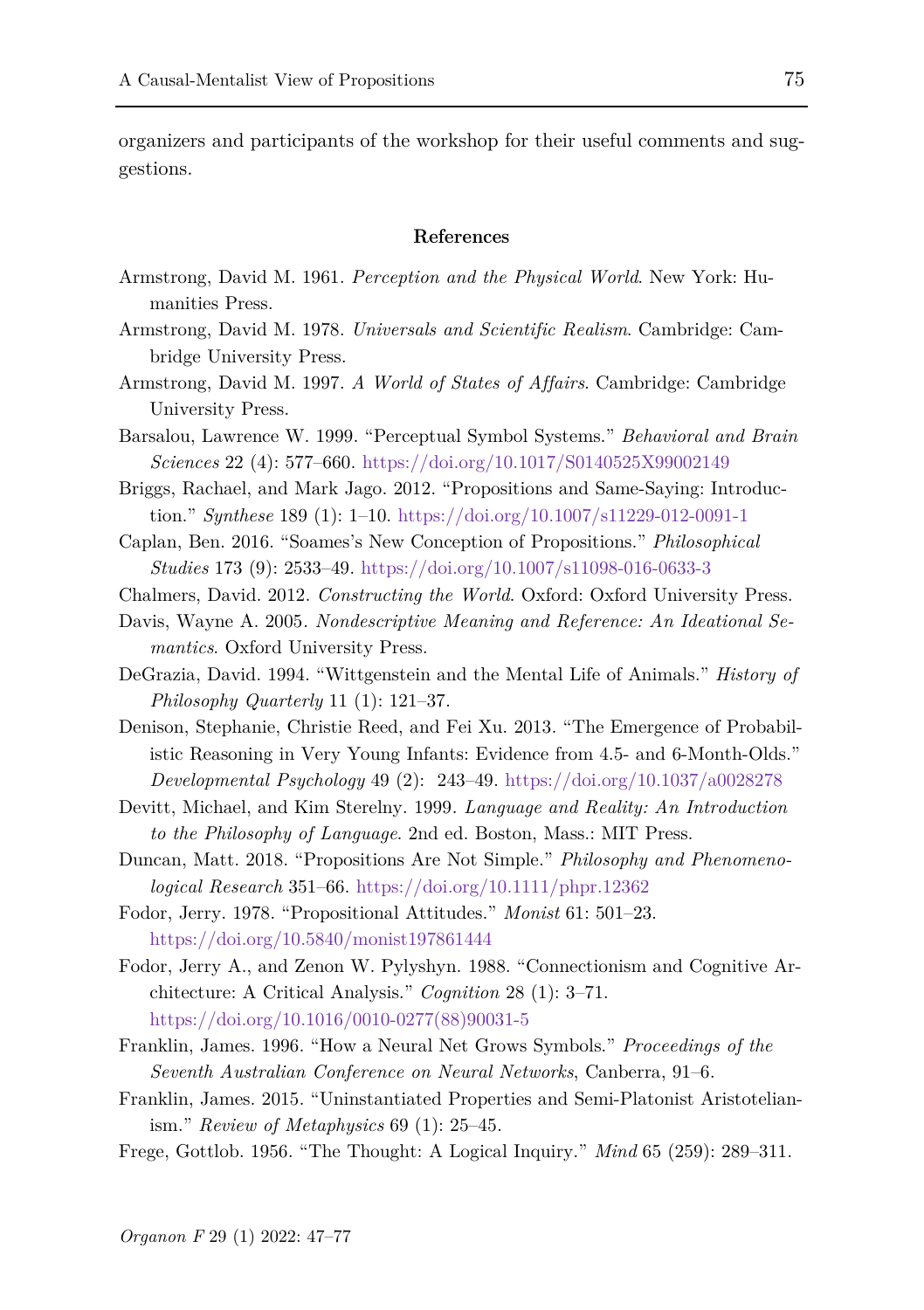organizers and participants of the workshop for their useful comments and suggestions.

## References

Armstrong, David M. 1961. *Perception and the Physical World*. New York: Humanities Press.

Armstrong, David M. 1978. *Universals and Scientific Realism*. Cambridge: Cambridge University Press.

Armstrong, David M. 1997. *A World of States of Affairs*. Cambridge: Cambridge University Press.

Barsalou, Lawrence W. 1999. "Perceptual Symbol Systems." *Behavioral and Brain Sciences* 22 (4): 577–660. https://doi.org/10.1017/S0140525X99002149

Briggs, Rachael, and Mark Jago. 2012. "Propositions and Same-Saying: Introduction." *Synthese* 189 (1): 1–10. https://doi.org/10.1007/s11229-012-0091-1

Caplan, Ben. 2016. "Soames's New Conception of Propositions." *Philosophical Studies* 173 (9): 2533–49. https://doi.org/10.1007/s11098-016-0633-3

Chalmers, David. 2012. *Constructing the World*. Oxford: Oxford University Press.

Davis, Wayne A. 2005. *Nondescriptive Meaning and Reference: An Ideational Semantics*. Oxford University Press.

DeGrazia, David. 1994. "Wittgenstein and the Mental Life of Animals." *History of Philosophy Quarterly* 11 (1): 121–37.

Denison, Stephanie, Christie Reed, and Fei Xu. 2013. "The Emergence of Probabilistic Reasoning in Very Young Infants: Evidence from 4.5- and 6-Month-Olds." *Developmental Psychology* 49 (2): 243–49. https://doi.org/10.1037/a0028278

Devitt, Michael, and Kim Sterelny. 1999. *Language and Reality: An Introduction to the Philosophy of Language*. 2nd ed. Boston, Mass.: MIT Press.

Duncan, Matt. 2018. "Propositions Are Not Simple." *Philosophy and Phenomenological Research* 351–66. https://doi.org/10.1111/phpr.12362

Fodor, Jerry. 1978. "Propositional Attitudes." *Monist* 61: 501–23. https://doi.org/10.5840/monist197861444

Fodor, Jerry A., and Zenon W. Pylyshyn. 1988. "Connectionism and Cognitive Architecture: A Critical Analysis." *Cognition* 28 (1): 3–71. https://doi.org/10.1016/0010-0277(88)90031-5

Franklin, James. 1996. "How a Neural Net Grows Symbols." *Proceedings of the Seventh Australian Conference on Neural Networks*, Canberra, 91–6.

Franklin, James. 2015. "Uninstantiated Properties and Semi-Platonist Aristotelianism." *Review of Metaphysics* 69 (1): 25–45.

Frege, Gottlob. 1956. "The Thought: A Logical Inquiry." *Mind* 65 (259): 289–311.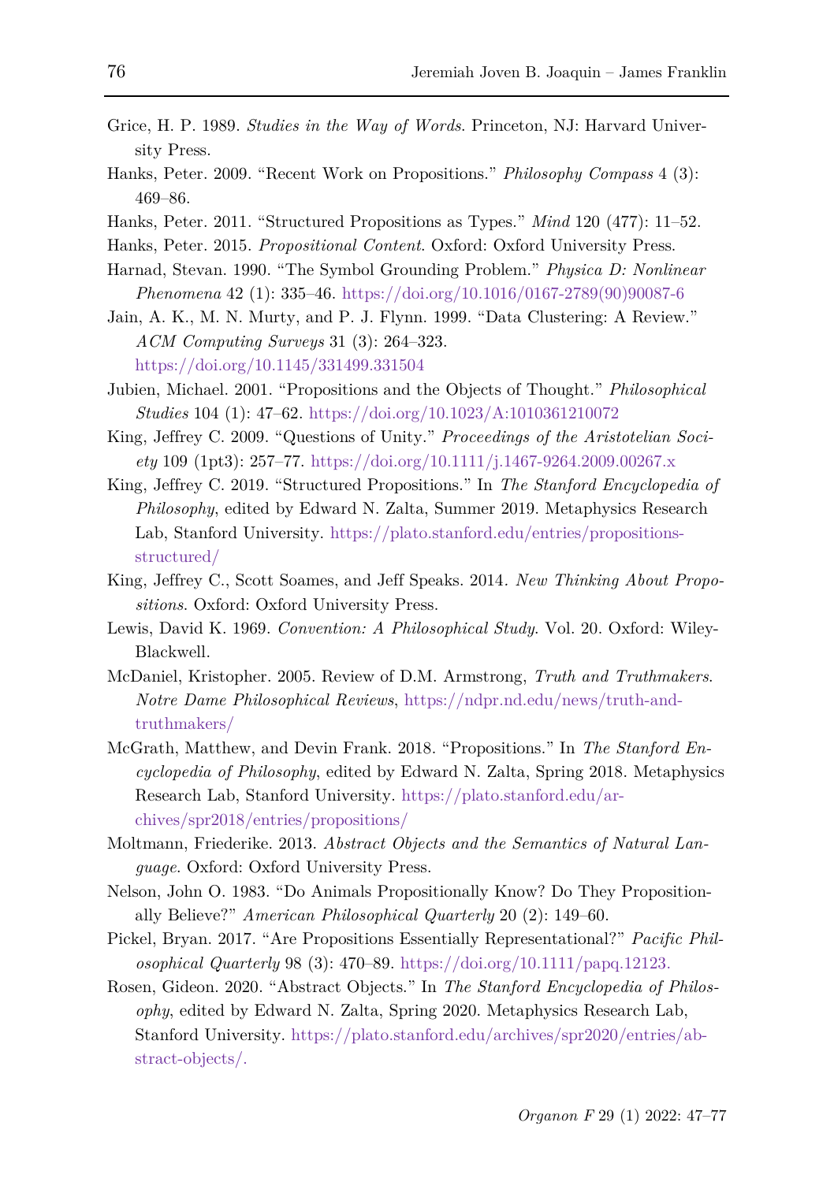Grice, H. P. 1989. *Studies in the Way of Words*. Princeton, NJ: Harvard University Press.

Hanks, Peter. 2009. "Recent Work on Propositions." *Philosophy Compass* 4 (3): 469–86.

Hanks, Peter. 2011. "Structured Propositions as Types." *Mind* 120 (477): 11–52.

Hanks, Peter. 2015. *Propositional Content*. Oxford: Oxford University Press.

Harnad, Stevan. 1990. "The Symbol Grounding Problem." *Physica D: Nonlinear Phenomena* 42 (1): 335–46. https://doi.org/10.1016/0167-2789(90)90087-6

Jain, A. K., M. N. Murty, and P. J. Flynn. 1999. "Data Clustering: A Review." *ACM Computing Surveys* 31 (3): 264–323. https://doi.org/10.1145/331499.331504

Jubien, Michael. 2001. "Propositions and the Objects of Thought." *Philosophical Studies* 104 (1): 47–62. https://doi.org/10.1023/A:1010361210072

King, Jeffrey C. 2009. "Questions of Unity." *Proceedings of the Aristotelian Society* 109 (1pt3): 257–77. https://doi.org/10.1111/j.1467-9264.2009.00267.x

King, Jeffrey C. 2019. "Structured Propositions." In *The Stanford Encyclopedia of Philosophy*, edited by Edward N. Zalta, Summer 2019. Metaphysics Research Lab, Stanford University. https://plato.stanford.edu/entries/propositions-structured/

King, Jeffrey C., Scott Soames, and Jeff Speaks. 2014. *New Thinking About Propositions*. Oxford: Oxford University Press.

Lewis, David K. 1969. *Convention: A Philosophical Study*. Vol. 20. Oxford: Wiley-Blackwell.

McDaniel, Kristopher. 2005. Review of D.M. Armstrong, *Truth and Truthmakers*. *Notre Dame Philosophical Reviews*, https://ndpr.nd.edu/news/truth-and-truthmakers/

McGrath, Matthew, and Devin Frank. 2018. "Propositions." In *The Stanford Encyclopedia of Philosophy*, edited by Edward N. Zalta, Spring 2018. Metaphysics Research Lab, Stanford University. https://plato.stanford.edu/archives/spr2018/entries/propositions/

Moltmann, Friederike. 2013. *Abstract Objects and the Semantics of Natural Language*. Oxford: Oxford University Press.

Nelson, John O. 1983. "Do Animals Propositionally Know? Do They Propositionally Believe?" *American Philosophical Quarterly* 20 (2): 149–60.

Pickel, Bryan. 2017. "Are Propositions Essentially Representational?" *Pacific Philosophical Quarterly* 98 (3): 470–89. https://doi.org/10.1111/papq.12123.

Rosen, Gideon. 2020. "Abstract Objects." In *The Stanford Encyclopedia of Philosophy*, edited by Edward N. Zalta, Spring 2020. Metaphysics Research Lab, Stanford University. https://plato.stanford.edu/archives/spr2020/entries/abstract-objects/.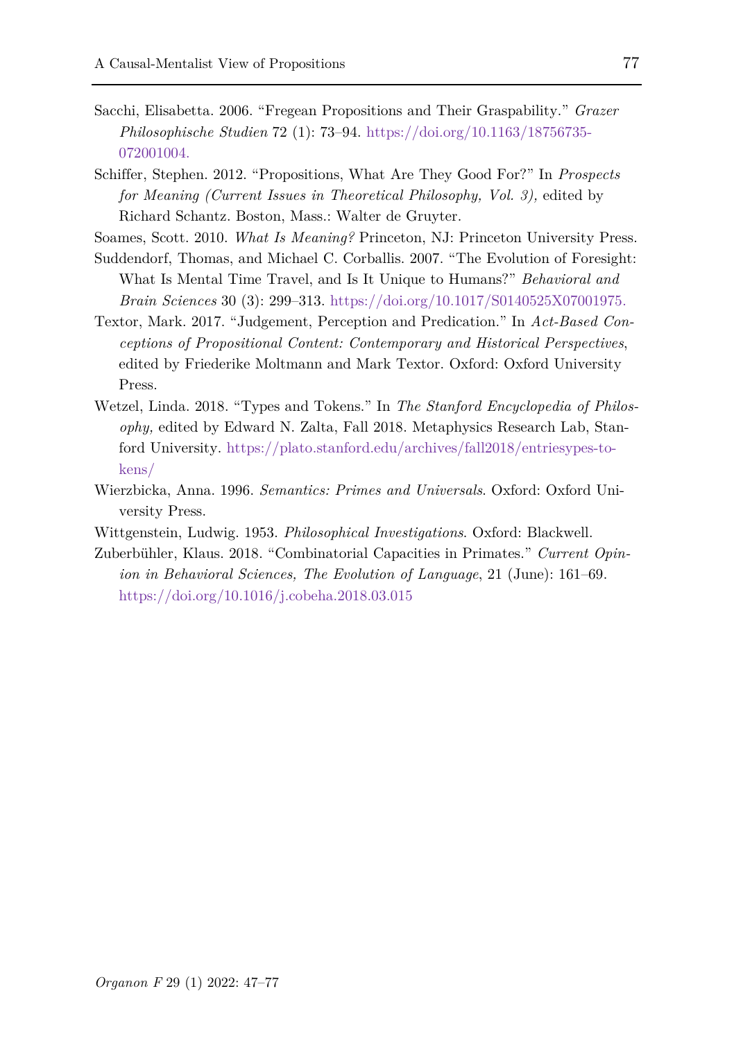Sacchi, Elisabetta. 2006. "Fregean Propositions and Their Graspability." *Grazer Philosophische Studien* 72 (1): 73–94. https://doi.org/10.1163/18756735-072001004.

Schiffer, Stephen. 2012. "Propositions, What Are They Good For?" In *Prospects for Meaning (Current Issues in Theoretical Philosophy, Vol. 3),* edited by Richard Schantz. Boston, Mass.: Walter de Gruyter.

Soames, Scott. 2010. *What Is Meaning?* Princeton, NJ: Princeton University Press.

Suddendorf, Thomas, and Michael C. Corballis. 2007. "The Evolution of Foresight: What Is Mental Time Travel, and Is It Unique to Humans?" *Behavioral and Brain Sciences* 30 (3): 299–313. https://doi.org/10.1017/S0140525X07001975.

Textor, Mark. 2017. "Judgement, Perception and Predication." In *Act-Based Conceptions of Propositional Content: Contemporary and Historical Perspectives*, edited by Friederike Moltmann and Mark Textor. Oxford: Oxford University Press.

Wetzel, Linda. 2018. "Types and Tokens." In *The Stanford Encyclopedia of Philosophy,* edited by Edward N. Zalta, Fall 2018. Metaphysics Research Lab, Stanford University. https://plato.stanford.edu/archives/fall2018/entriesypes-tokens/

Wierzbicka, Anna. 1996. *Semantics: Primes and Universals*. Oxford: Oxford University Press.

Wittgenstein, Ludwig. 1953. *Philosophical Investigations*. Oxford: Blackwell.

Zuberbühler, Klaus. 2018. "Combinatorial Capacities in Primates." *Current Opinion in Behavioral Sciences, The Evolution of Language*, 21 (June): 161–69. https://doi.org/10.1016/j.cobeha.2018.03.015